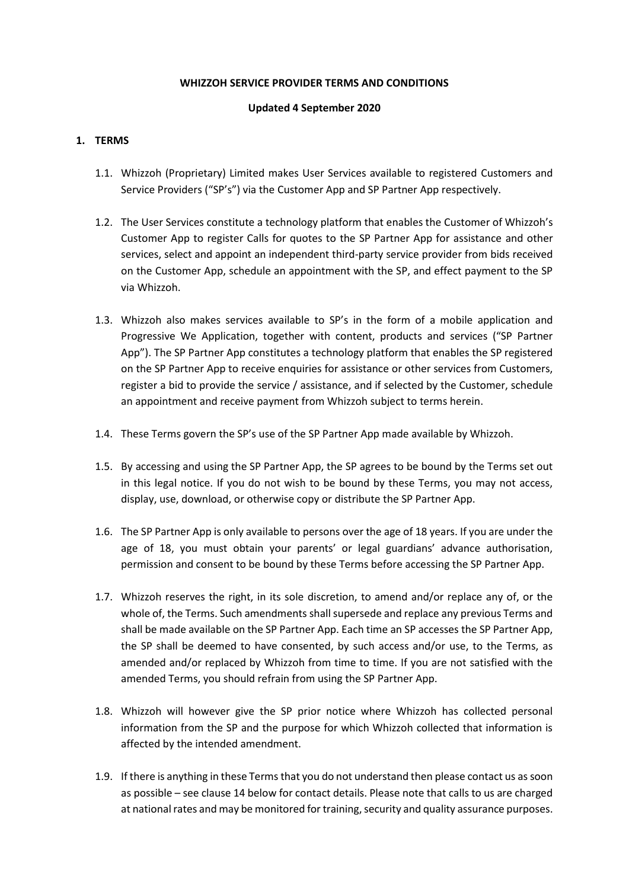**WHIZZOH SERVICE PROVIDER TERMS AND CONDITIONS**

**Updated 4 September 2020**

## 1. TERMS

1.1. Whizzoh (Proprietary) Limited makes User Services available to registered Customers and Service Providers ("SP's") via the Customer App and SP Partner App respectively.

1.2. The User Services constitute a technology platform that enables the Customer of Whizzoh's Customer App to register Calls for quotes to the SP Partner App for assistance and other services, select and appoint an independent third-party service provider from bids received on the Customer App, schedule an appointment with the SP, and effect payment to the SP via Whizzoh.

1.3. Whizzoh also makes services available to SP's in the form of a mobile application and Progressive We Application, together with content, products and services ("SP Partner App"). The SP Partner App constitutes a technology platform that enables the SP registered on the SP Partner App to receive enquiries for assistance or other services from Customers, register a bid to provide the service / assistance, and if selected by the Customer, schedule an appointment and receive payment from Whizzoh subject to terms herein.

1.4. These Terms govern the SP's use of the SP Partner App made available by Whizzoh.

1.5. By accessing and using the SP Partner App, the SP agrees to be bound by the Terms set out in this legal notice. If you do not wish to be bound by these Terms, you may not access, display, use, download, or otherwise copy or distribute the SP Partner App.

1.6. The SP Partner App is only available to persons over the age of 18 years. If you are under the age of 18, you must obtain your parents' or legal guardians' advance authorisation, permission and consent to be bound by these Terms before accessing the SP Partner App.

1.7. Whizzoh reserves the right, in its sole discretion, to amend and/or replace any of, or the whole of, the Terms. Such amendments shall supersede and replace any previous Terms and shall be made available on the SP Partner App. Each time an SP accesses the SP Partner App, the SP shall be deemed to have consented, by such access and/or use, to the Terms, as amended and/or replaced by Whizzoh from time to time. If you are not satisfied with the amended Terms, you should refrain from using the SP Partner App.

1.8. Whizzoh will however give the SP prior notice where Whizzoh has collected personal information from the SP and the purpose for which Whizzoh collected that information is affected by the intended amendment.

1.9. If there is anything in these Terms that you do not understand then please contact us as soon as possible – see clause 14 below for contact details. Please note that calls to us are charged at national rates and may be monitored for training, security and quality assurance purposes.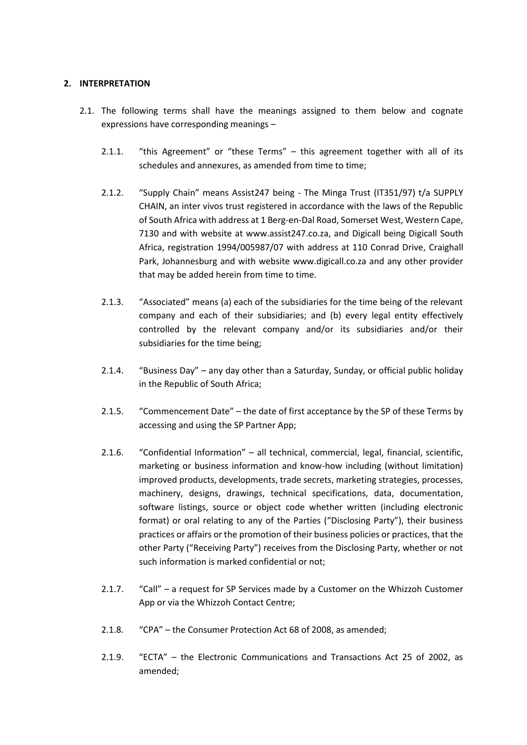## 2. INTERPRETATION

2.1. The following terms shall have the meanings assigned to them below and cognate expressions have corresponding meanings –

2.1.1. "this Agreement" or "these Terms" – this agreement together with all of its schedules and annexures, as amended from time to time;

2.1.2. "Supply Chain" means Assist247 being - The Minga Trust (IT351/97) t/a SUPPLY CHAIN, an inter vivos trust registered in accordance with the laws of the Republic of South Africa with address at 1 Berg-en-Dal Road, Somerset West, Western Cape, 7130 and with website at www.assist247.co.za, and Digicall being Digicall South Africa, registration 1994/005987/07 with address at 110 Conrad Drive, Craighall Park, Johannesburg and with website www.digicall.co.za and any other provider that may be added herein from time to time.

2.1.3. "Associated" means (a) each of the subsidiaries for the time being of the relevant company and each of their subsidiaries; and (b) every legal entity effectively controlled by the relevant company and/or its subsidiaries and/or their subsidiaries for the time being;

2.1.4. "Business Day" – any day other than a Saturday, Sunday, or official public holiday in the Republic of South Africa;

2.1.5. "Commencement Date" – the date of first acceptance by the SP of these Terms by accessing and using the SP Partner App;

2.1.6. "Confidential Information" – all technical, commercial, legal, financial, scientific, marketing or business information and know-how including (without limitation) improved products, developments, trade secrets, marketing strategies, processes, machinery, designs, drawings, technical specifications, data, documentation, software listings, source or object code whether written (including electronic format) or oral relating to any of the Parties ("Disclosing Party"), their business practices or affairs or the promotion of their business policies or practices, that the other Party ("Receiving Party") receives from the Disclosing Party, whether or not such information is marked confidential or not;

2.1.7. "Call" – a request for SP Services made by a Customer on the Whizzoh Customer App or via the Whizzoh Contact Centre;

2.1.8. "CPA" – the Consumer Protection Act 68 of 2008, as amended;

2.1.9. "ECTA" – the Electronic Communications and Transactions Act 25 of 2002, as amended;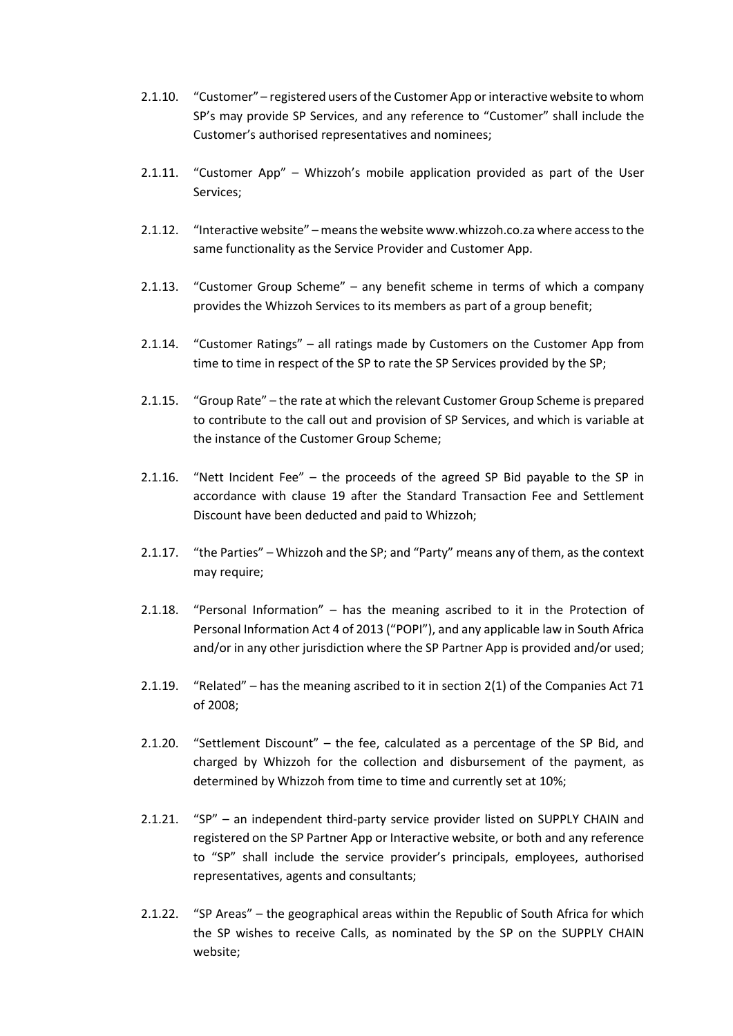2.1.10. "Customer" – registered users of the Customer App or interactive website to whom SP's may provide SP Services, and any reference to "Customer" shall include the Customer's authorised representatives and nominees;

2.1.11. "Customer App" – Whizzoh's mobile application provided as part of the User Services;

2.1.12. "Interactive website" – means the website www.whizzoh.co.za where access to the same functionality as the Service Provider and Customer App.

2.1.13. "Customer Group Scheme" – any benefit scheme in terms of which a company provides the Whizzoh Services to its members as part of a group benefit;

2.1.14. "Customer Ratings" – all ratings made by Customers on the Customer App from time to time in respect of the SP to rate the SP Services provided by the SP;

2.1.15. "Group Rate" – the rate at which the relevant Customer Group Scheme is prepared to contribute to the call out and provision of SP Services, and which is variable at the instance of the Customer Group Scheme;

2.1.16. "Nett Incident Fee" – the proceeds of the agreed SP Bid payable to the SP in accordance with clause 19 after the Standard Transaction Fee and Settlement Discount have been deducted and paid to Whizzoh;

2.1.17. "the Parties" – Whizzoh and the SP; and "Party" means any of them, as the context may require;

2.1.18. "Personal Information" – has the meaning ascribed to it in the Protection of Personal Information Act 4 of 2013 ("POPI"), and any applicable law in South Africa and/or in any other jurisdiction where the SP Partner App is provided and/or used;

2.1.19. "Related" – has the meaning ascribed to it in section 2(1) of the Companies Act 71 of 2008;

2.1.20. "Settlement Discount" – the fee, calculated as a percentage of the SP Bid, and charged by Whizzoh for the collection and disbursement of the payment, as determined by Whizzoh from time to time and currently set at 10%;

2.1.21. "SP" – an independent third-party service provider listed on SUPPLY CHAIN and registered on the SP Partner App or Interactive website, or both and any reference to "SP" shall include the service provider's principals, employees, authorised representatives, agents and consultants;

2.1.22. "SP Areas" – the geographical areas within the Republic of South Africa for which the SP wishes to receive Calls, as nominated by the SP on the SUPPLY CHAIN website;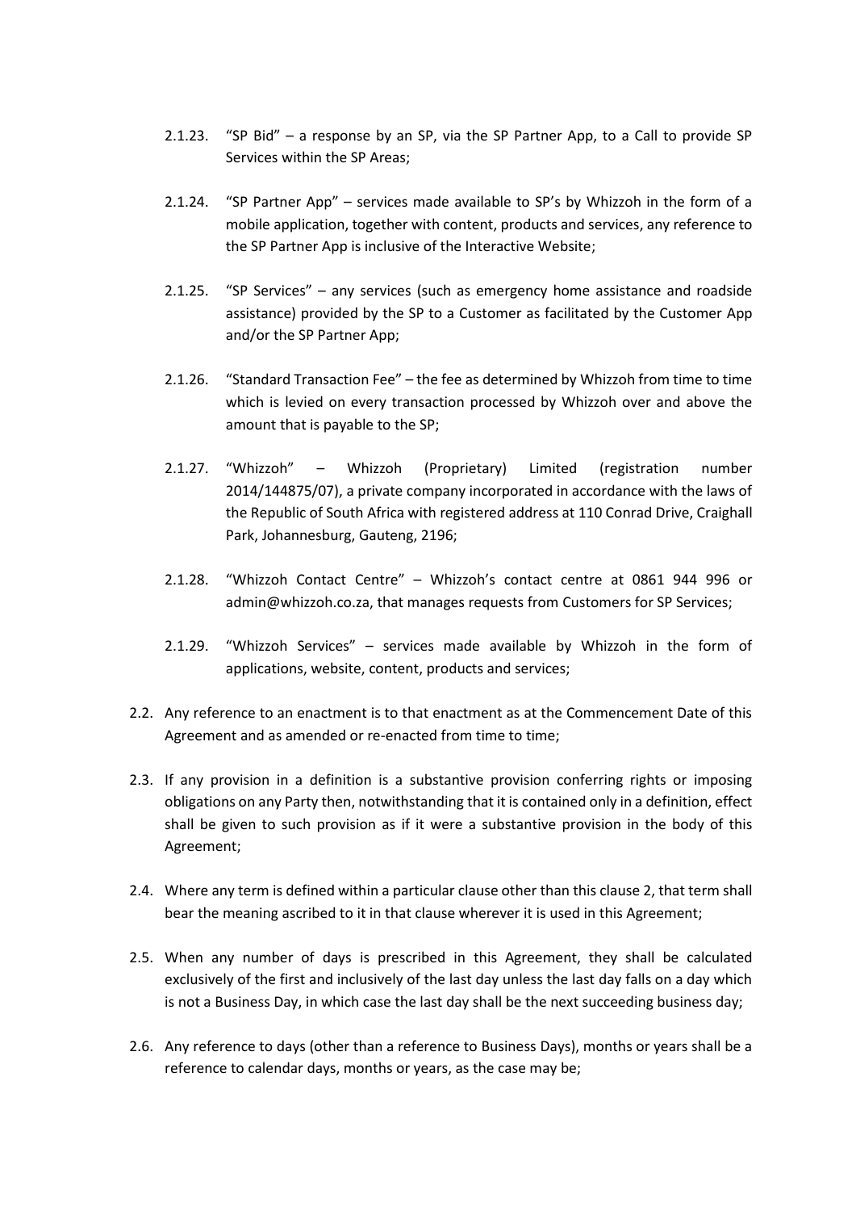2.1.23. "SP Bid" – a response by an SP, via the SP Partner App, to a Call to provide SP Services within the SP Areas;

2.1.24. "SP Partner App" – services made available to SP's by Whizzoh in the form of a mobile application, together with content, products and services, any reference to the SP Partner App is inclusive of the Interactive Website;

2.1.25. "SP Services" – any services (such as emergency home assistance and roadside assistance) provided by the SP to a Customer as facilitated by the Customer App and/or the SP Partner App;

2.1.26. "Standard Transaction Fee" – the fee as determined by Whizzoh from time to time which is levied on every transaction processed by Whizzoh over and above the amount that is payable to the SP;

2.1.27. "Whizzoh" – Whizzoh (Proprietary) Limited (registration number 2014/144875/07), a private company incorporated in accordance with the laws of the Republic of South Africa with registered address at 110 Conrad Drive, Craighall Park, Johannesburg, Gauteng, 2196;

2.1.28. "Whizzoh Contact Centre" – Whizzoh's contact centre at 0861 944 996 or admin@whizzoh.co.za, that manages requests from Customers for SP Services;

2.1.29. "Whizzoh Services" – services made available by Whizzoh in the form of applications, website, content, products and services;

2.2. Any reference to an enactment is to that enactment as at the Commencement Date of this Agreement and as amended or re-enacted from time to time;

2.3. If any provision in a definition is a substantive provision conferring rights or imposing obligations on any Party then, notwithstanding that it is contained only in a definition, effect shall be given to such provision as if it were a substantive provision in the body of this Agreement;

2.4. Where any term is defined within a particular clause other than this clause 2, that term shall bear the meaning ascribed to it in that clause wherever it is used in this Agreement;

2.5. When any number of days is prescribed in this Agreement, they shall be calculated exclusively of the first and inclusively of the last day unless the last day falls on a day which is not a Business Day, in which case the last day shall be the next succeeding business day;

2.6. Any reference to days (other than a reference to Business Days), months or years shall be a reference to calendar days, months or years, as the case may be;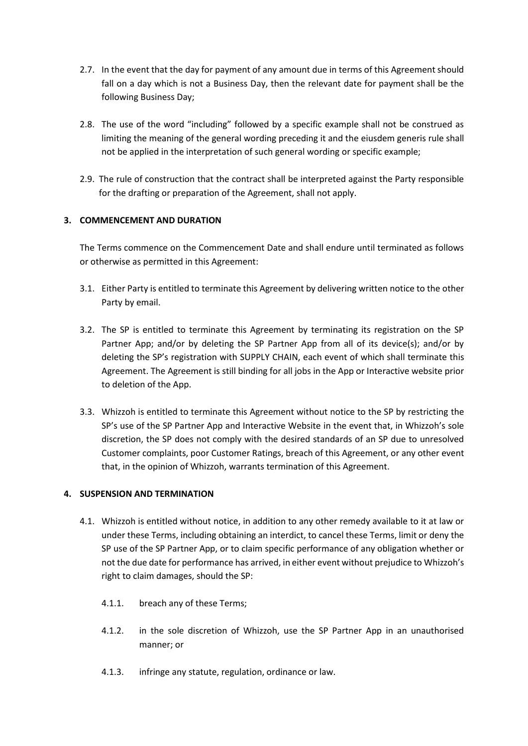2.7. In the event that the day for payment of any amount due in terms of this Agreement should fall on a day which is not a Business Day, then the relevant date for payment shall be the following Business Day;

2.8. The use of the word "including" followed by a specific example shall not be construed as limiting the meaning of the general wording preceding it and the eiusdem generis rule shall not be applied in the interpretation of such general wording or specific example;

2.9. The rule of construction that the contract shall be interpreted against the Party responsible for the drafting or preparation of the Agreement, shall not apply.

## 3. COMMENCEMENT AND DURATION

The Terms commence on the Commencement Date and shall endure until terminated as follows or otherwise as permitted in this Agreement:

3.1. Either Party is entitled to terminate this Agreement by delivering written notice to the other Party by email.

3.2. The SP is entitled to terminate this Agreement by terminating its registration on the SP Partner App; and/or by deleting the SP Partner App from all of its device(s); and/or by deleting the SP's registration with SUPPLY CHAIN, each event of which shall terminate this Agreement. The Agreement is still binding for all jobs in the App or Interactive website prior to deletion of the App.

3.3. Whizzoh is entitled to terminate this Agreement without notice to the SP by restricting the SP's use of the SP Partner App and Interactive Website in the event that, in Whizzoh's sole discretion, the SP does not comply with the desired standards of an SP due to unresolved Customer complaints, poor Customer Ratings, breach of this Agreement, or any other event that, in the opinion of Whizzoh, warrants termination of this Agreement.

## 4. SUSPENSION AND TERMINATION

4.1. Whizzoh is entitled without notice, in addition to any other remedy available to it at law or under these Terms, including obtaining an interdict, to cancel these Terms, limit or deny the SP use of the SP Partner App, or to claim specific performance of any obligation whether or not the due date for performance has arrived, in either event without prejudice to Whizzoh's right to claim damages, should the SP:

4.1.1. breach any of these Terms;

4.1.2. in the sole discretion of Whizzoh, use the SP Partner App in an unauthorised manner; or

4.1.3. infringe any statute, regulation, ordinance or law.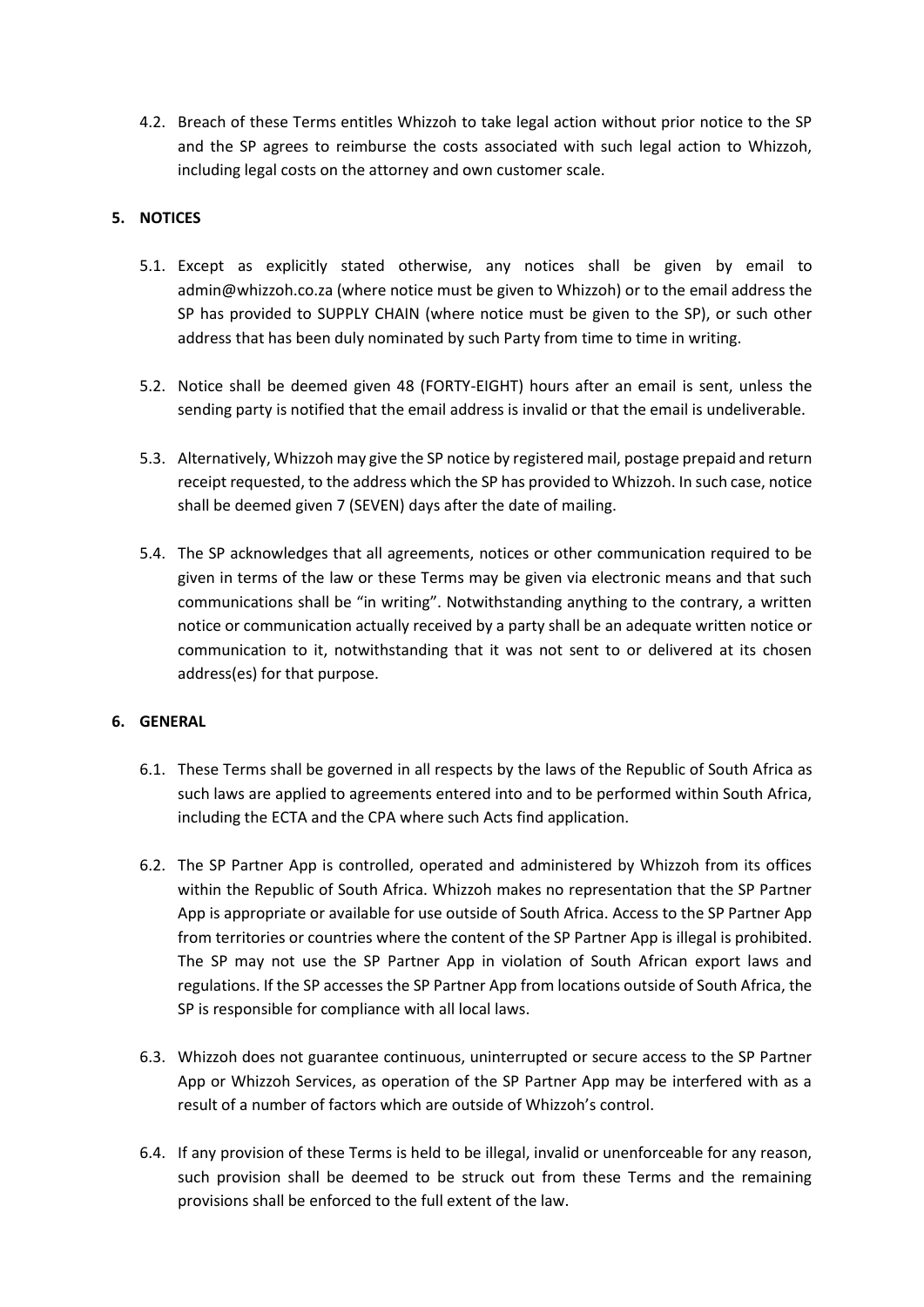4.2. Breach of these Terms entitles Whizzoh to take legal action without prior notice to the SP and the SP agrees to reimburse the costs associated with such legal action to Whizzoh, including legal costs on the attorney and own customer scale.

## 5. NOTICES

5.1. Except as explicitly stated otherwise, any notices shall be given by email to admin@whizzoh.co.za (where notice must be given to Whizzoh) or to the email address the SP has provided to SUPPLY CHAIN (where notice must be given to the SP), or such other address that has been duly nominated by such Party from time to time in writing.

5.2. Notice shall be deemed given 48 (FORTY-EIGHT) hours after an email is sent, unless the sending party is notified that the email address is invalid or that the email is undeliverable.

5.3. Alternatively, Whizzoh may give the SP notice by registered mail, postage prepaid and return receipt requested, to the address which the SP has provided to Whizzoh. In such case, notice shall be deemed given 7 (SEVEN) days after the date of mailing.

5.4. The SP acknowledges that all agreements, notices or other communication required to be given in terms of the law or these Terms may be given via electronic means and that such communications shall be "in writing". Notwithstanding anything to the contrary, a written notice or communication actually received by a party shall be an adequate written notice or communication to it, notwithstanding that it was not sent to or delivered at its chosen address(es) for that purpose.

## 6. GENERAL

6.1. These Terms shall be governed in all respects by the laws of the Republic of South Africa as such laws are applied to agreements entered into and to be performed within South Africa, including the ECTA and the CPA where such Acts find application.

6.2. The SP Partner App is controlled, operated and administered by Whizzoh from its offices within the Republic of South Africa. Whizzoh makes no representation that the SP Partner App is appropriate or available for use outside of South Africa. Access to the SP Partner App from territories or countries where the content of the SP Partner App is illegal is prohibited. The SP may not use the SP Partner App in violation of South African export laws and regulations. If the SP accesses the SP Partner App from locations outside of South Africa, the SP is responsible for compliance with all local laws.

6.3. Whizzoh does not guarantee continuous, uninterrupted or secure access to the SP Partner App or Whizzoh Services, as operation of the SP Partner App may be interfered with as a result of a number of factors which are outside of Whizzoh's control.

6.4. If any provision of these Terms is held to be illegal, invalid or unenforceable for any reason, such provision shall be deemed to be struck out from these Terms and the remaining provisions shall be enforced to the full extent of the law.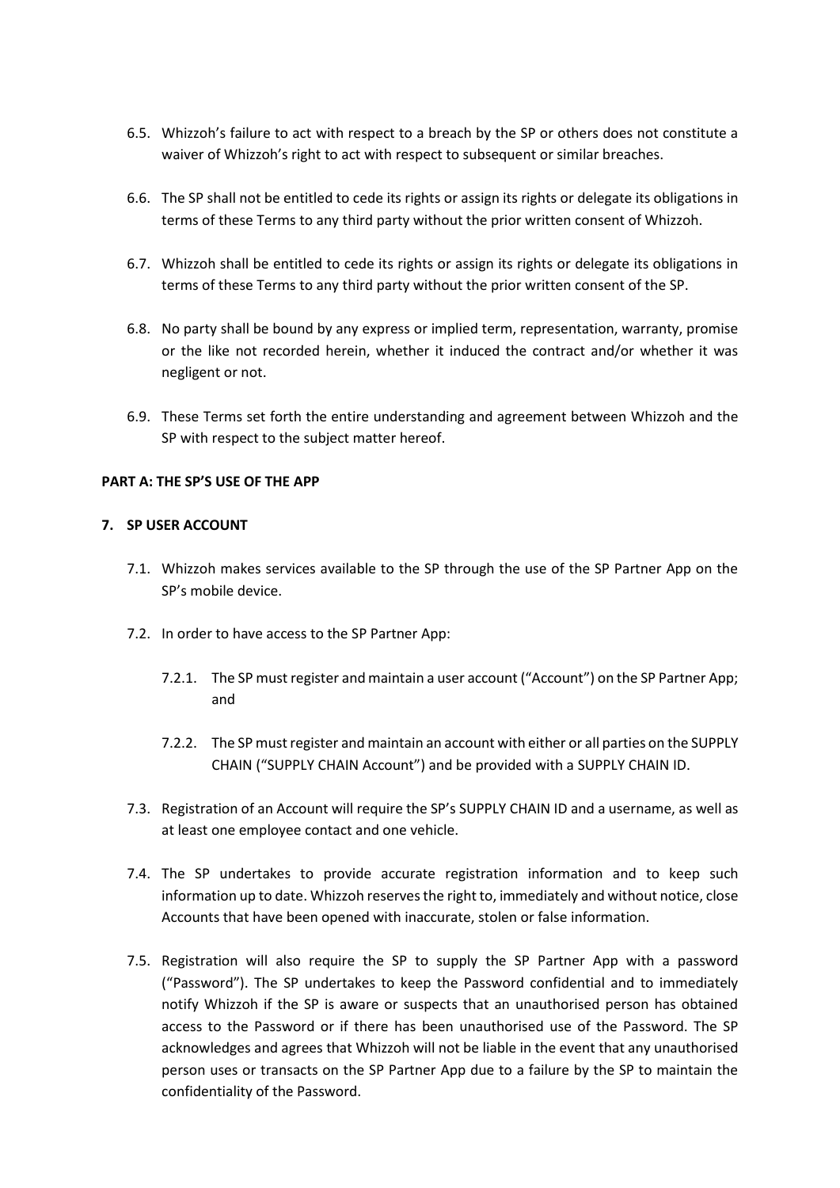6.5. Whizzoh's failure to act with respect to a breach by the SP or others does not constitute a waiver of Whizzoh's right to act with respect to subsequent or similar breaches.

6.6. The SP shall not be entitled to cede its rights or assign its rights or delegate its obligations in terms of these Terms to any third party without the prior written consent of Whizzoh.

6.7. Whizzoh shall be entitled to cede its rights or assign its rights or delegate its obligations in terms of these Terms to any third party without the prior written consent of the SP.

6.8. No party shall be bound by any express or implied term, representation, warranty, promise or the like not recorded herein, whether it induced the contract and/or whether it was negligent or not.

6.9. These Terms set forth the entire understanding and agreement between Whizzoh and the SP with respect to the subject matter hereof.

**PART A: THE SP'S USE OF THE APP**

**7. SP USER ACCOUNT**

7.1. Whizzoh makes services available to the SP through the use of the SP Partner App on the SP's mobile device.

7.2. In order to have access to the SP Partner App:

7.2.1. The SP must register and maintain a user account ("Account") on the SP Partner App; and

7.2.2. The SP must register and maintain an account with either or all parties on the SUPPLY CHAIN ("SUPPLY CHAIN Account") and be provided with a SUPPLY CHAIN ID.

7.3. Registration of an Account will require the SP's SUPPLY CHAIN ID and a username, as well as at least one employee contact and one vehicle.

7.4. The SP undertakes to provide accurate registration information and to keep such information up to date. Whizzoh reserves the right to, immediately and without notice, close Accounts that have been opened with inaccurate, stolen or false information.

7.5. Registration will also require the SP to supply the SP Partner App with a password ("Password"). The SP undertakes to keep the Password confidential and to immediately notify Whizzoh if the SP is aware or suspects that an unauthorised person has obtained access to the Password or if there has been unauthorised use of the Password. The SP acknowledges and agrees that Whizzoh will not be liable in the event that any unauthorised person uses or transacts on the SP Partner App due to a failure by the SP to maintain the confidentiality of the Password.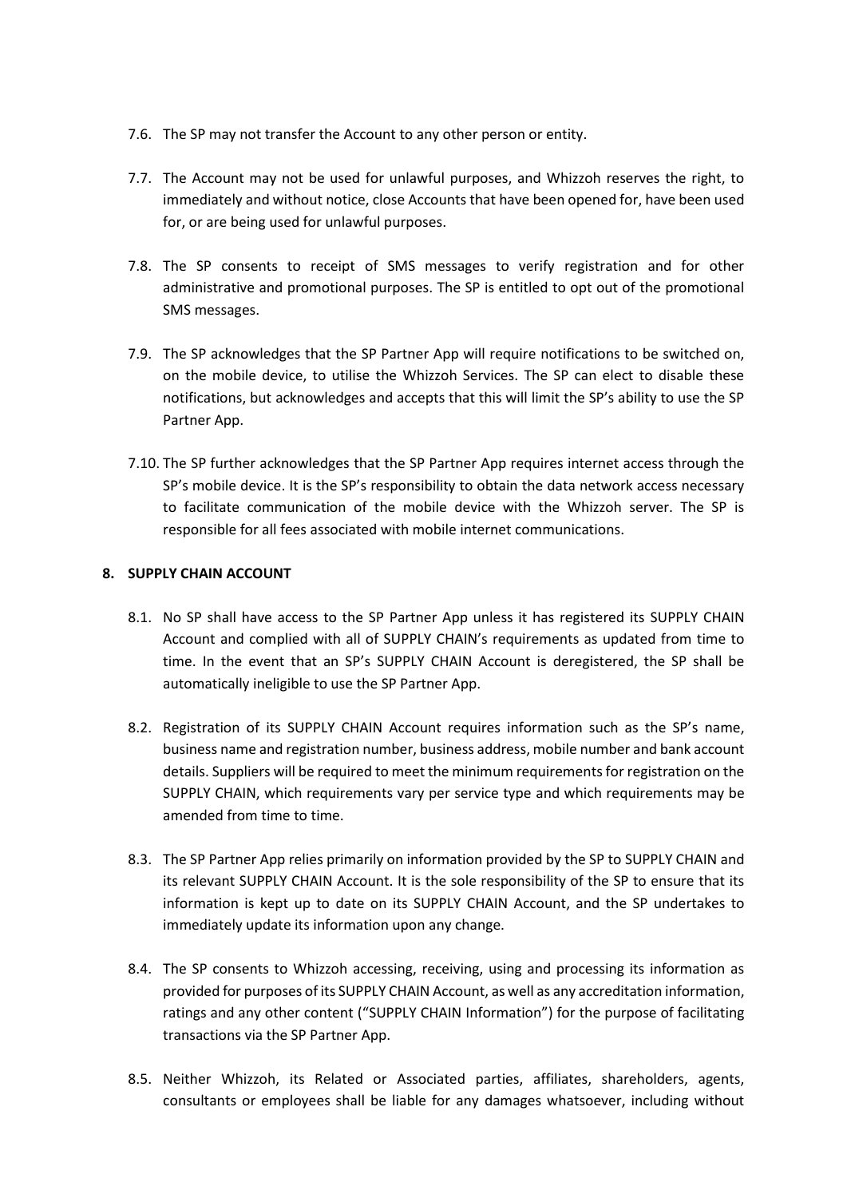7.6. The SP may not transfer the Account to any other person or entity.

7.7. The Account may not be used for unlawful purposes, and Whizzoh reserves the right, to immediately and without notice, close Accounts that have been opened for, have been used for, or are being used for unlawful purposes.

7.8. The SP consents to receipt of SMS messages to verify registration and for other administrative and promotional purposes. The SP is entitled to opt out of the promotional SMS messages.

7.9. The SP acknowledges that the SP Partner App will require notifications to be switched on, on the mobile device, to utilise the Whizzoh Services. The SP can elect to disable these notifications, but acknowledges and accepts that this will limit the SP's ability to use the SP Partner App.

7.10. The SP further acknowledges that the SP Partner App requires internet access through the SP's mobile device. It is the SP's responsibility to obtain the data network access necessary to facilitate communication of the mobile device with the Whizzoh server. The SP is responsible for all fees associated with mobile internet communications.

**8. SUPPLY CHAIN ACCOUNT**

8.1. No SP shall have access to the SP Partner App unless it has registered its SUPPLY CHAIN Account and complied with all of SUPPLY CHAIN's requirements as updated from time to time. In the event that an SP's SUPPLY CHAIN Account is deregistered, the SP shall be automatically ineligible to use the SP Partner App.

8.2. Registration of its SUPPLY CHAIN Account requires information such as the SP's name, business name and registration number, business address, mobile number and bank account details. Suppliers will be required to meet the minimum requirements for registration on the SUPPLY CHAIN, which requirements vary per service type and which requirements may be amended from time to time.

8.3. The SP Partner App relies primarily on information provided by the SP to SUPPLY CHAIN and its relevant SUPPLY CHAIN Account. It is the sole responsibility of the SP to ensure that its information is kept up to date on its SUPPLY CHAIN Account, and the SP undertakes to immediately update its information upon any change.

8.4. The SP consents to Whizzoh accessing, receiving, using and processing its information as provided for purposes of its SUPPLY CHAIN Account, as well as any accreditation information, ratings and any other content ("SUPPLY CHAIN Information") for the purpose of facilitating transactions via the SP Partner App.

8.5. Neither Whizzoh, its Related or Associated parties, affiliates, shareholders, agents, consultants or employees shall be liable for any damages whatsoever, including without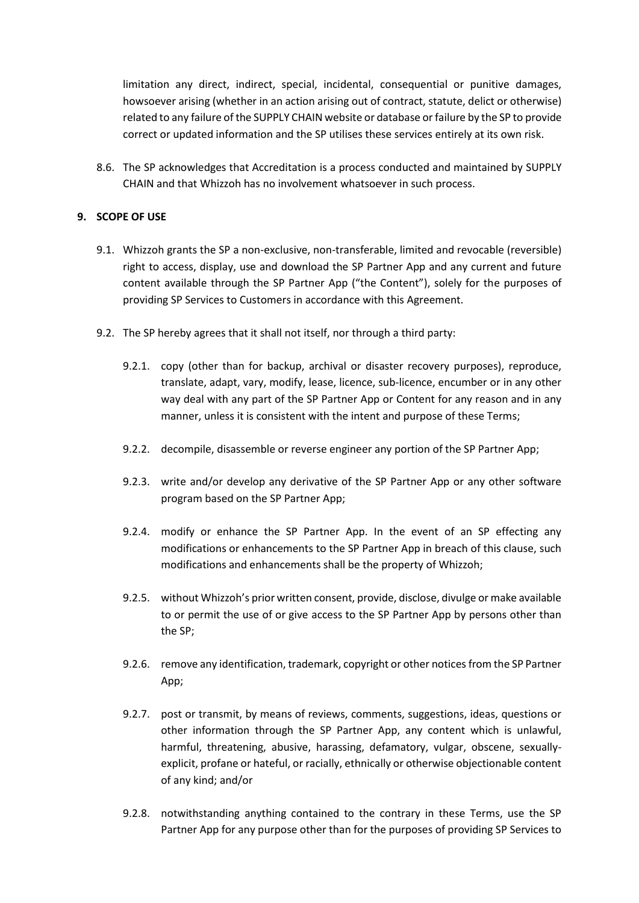limitation any direct, indirect, special, incidental, consequential or punitive damages, howsoever arising (whether in an action arising out of contract, statute, delict or otherwise) related to any failure of the SUPPLY CHAIN website or database or failure by the SP to provide correct or updated information and the SP utilises these services entirely at its own risk.

8.6. The SP acknowledges that Accreditation is a process conducted and maintained by SUPPLY CHAIN and that Whizzoh has no involvement whatsoever in such process.

## 9. SCOPE OF USE

9.1. Whizzoh grants the SP a non-exclusive, non-transferable, limited and revocable (reversible) right to access, display, use and download the SP Partner App and any current and future content available through the SP Partner App ("the Content"), solely for the purposes of providing SP Services to Customers in accordance with this Agreement.

9.2. The SP hereby agrees that it shall not itself, nor through a third party:

9.2.1. copy (other than for backup, archival or disaster recovery purposes), reproduce, translate, adapt, vary, modify, lease, licence, sub-licence, encumber or in any other way deal with any part of the SP Partner App or Content for any reason and in any manner, unless it is consistent with the intent and purpose of these Terms;

9.2.2. decompile, disassemble or reverse engineer any portion of the SP Partner App;

9.2.3. write and/or develop any derivative of the SP Partner App or any other software program based on the SP Partner App;

9.2.4. modify or enhance the SP Partner App. In the event of an SP effecting any modifications or enhancements to the SP Partner App in breach of this clause, such modifications and enhancements shall be the property of Whizzoh;

9.2.5. without Whizzoh's prior written consent, provide, disclose, divulge or make available to or permit the use of or give access to the SP Partner App by persons other than the SP;

9.2.6. remove any identification, trademark, copyright or other notices from the SP Partner App;

9.2.7. post or transmit, by means of reviews, comments, suggestions, ideas, questions or other information through the SP Partner App, any content which is unlawful, harmful, threatening, abusive, harassing, defamatory, vulgar, obscene, sexually-explicit, profane or hateful, or racially, ethnically or otherwise objectionable content of any kind; and/or

9.2.8. notwithstanding anything contained to the contrary in these Terms, use the SP Partner App for any purpose other than for the purposes of providing SP Services to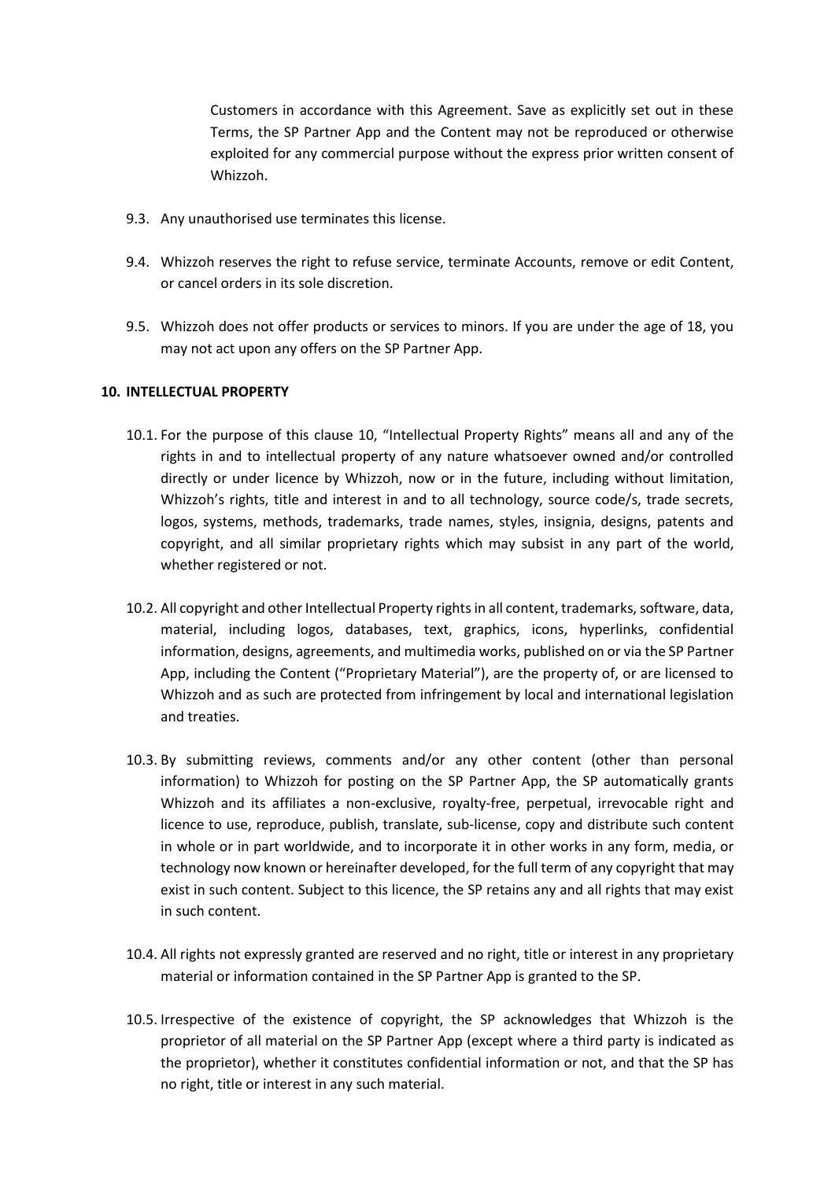Customers in accordance with this Agreement. Save as explicitly set out in these Terms, the SP Partner App and the Content may not be reproduced or otherwise exploited for any commercial purpose without the express prior written consent of Whizzoh.

9.3. Any unauthorised use terminates this license.

9.4. Whizzoh reserves the right to refuse service, terminate Accounts, remove or edit Content, or cancel orders in its sole discretion.

9.5. Whizzoh does not offer products or services to minors. If you are under the age of 18, you may not act upon any offers on the SP Partner App.

**10. INTELLECTUAL PROPERTY**

10.1. For the purpose of this clause 10, "Intellectual Property Rights" means all and any of the rights in and to intellectual property of any nature whatsoever owned and/or controlled directly or under licence by Whizzoh, now or in the future, including without limitation, Whizzoh's rights, title and interest in and to all technology, source code/s, trade secrets, logos, systems, methods, trademarks, trade names, styles, insignia, designs, patents and copyright, and all similar proprietary rights which may subsist in any part of the world, whether registered or not.

10.2. All copyright and other Intellectual Property rights in all content, trademarks, software, data, material, including logos, databases, text, graphics, icons, hyperlinks, confidential information, designs, agreements, and multimedia works, published on or via the SP Partner App, including the Content ("Proprietary Material"), are the property of, or are licensed to Whizzoh and as such are protected from infringement by local and international legislation and treaties.

10.3. By submitting reviews, comments and/or any other content (other than personal information) to Whizzoh for posting on the SP Partner App, the SP automatically grants Whizzoh and its affiliates a non-exclusive, royalty-free, perpetual, irrevocable right and licence to use, reproduce, publish, translate, sub-license, copy and distribute such content in whole or in part worldwide, and to incorporate it in other works in any form, media, or technology now known or hereinafter developed, for the full term of any copyright that may exist in such content. Subject to this licence, the SP retains any and all rights that may exist in such content.

10.4. All rights not expressly granted are reserved and no right, title or interest in any proprietary material or information contained in the SP Partner App is granted to the SP.

10.5. Irrespective of the existence of copyright, the SP acknowledges that Whizzoh is the proprietor of all material on the SP Partner App (except where a third party is indicated as the proprietor), whether it constitutes confidential information or not, and that the SP has no right, title or interest in any such material.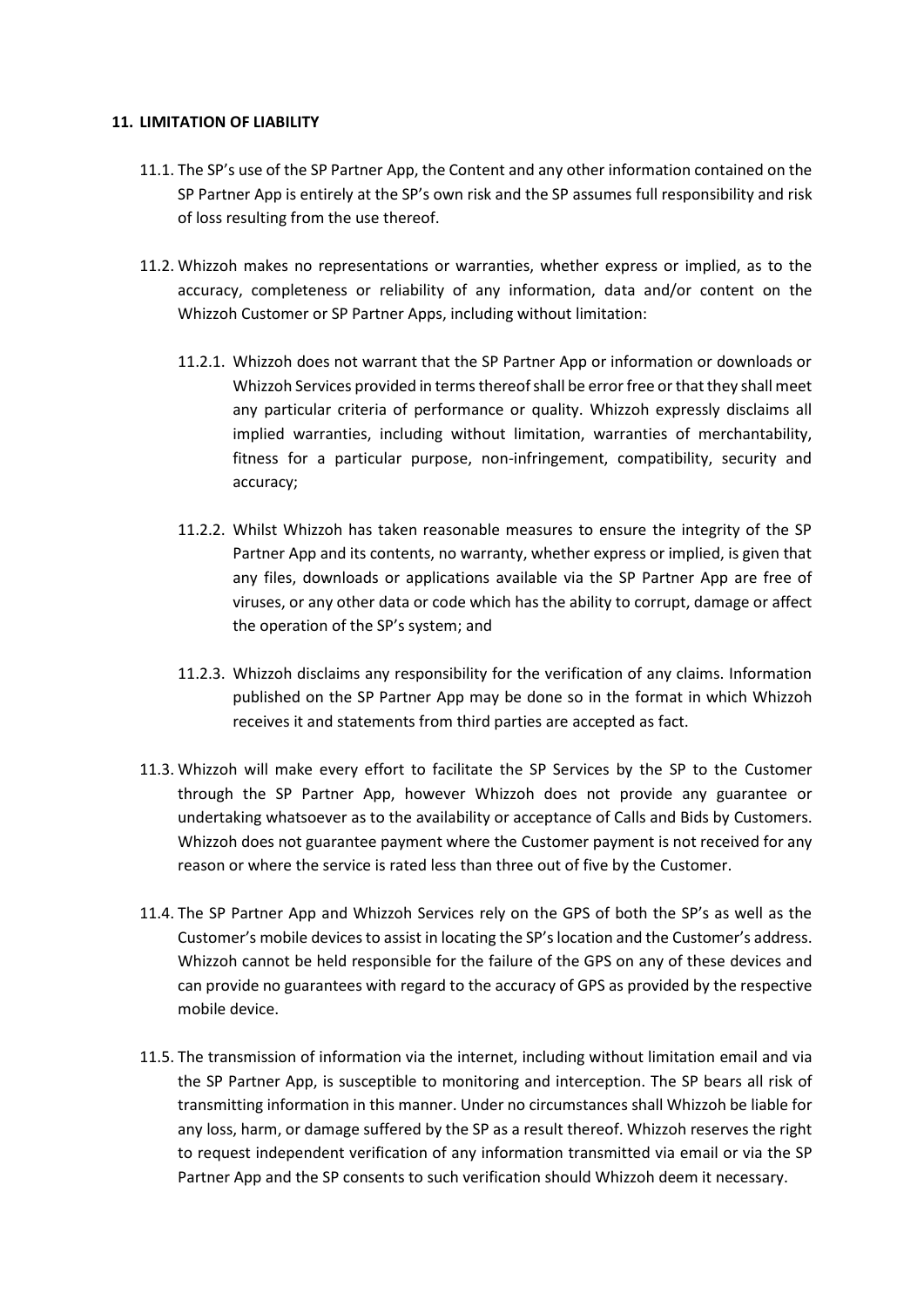## 11. LIMITATION OF LIABILITY

11.1. The SP's use of the SP Partner App, the Content and any other information contained on the SP Partner App is entirely at the SP's own risk and the SP assumes full responsibility and risk of loss resulting from the use thereof.

11.2. Whizzoh makes no representations or warranties, whether express or implied, as to the accuracy, completeness or reliability of any information, data and/or content on the Whizzoh Customer or SP Partner Apps, including without limitation:

11.2.1. Whizzoh does not warrant that the SP Partner App or information or downloads or Whizzoh Services provided in terms thereof shall be error free or that they shall meet any particular criteria of performance or quality. Whizzoh expressly disclaims all implied warranties, including without limitation, warranties of merchantability, fitness for a particular purpose, non-infringement, compatibility, security and accuracy;

11.2.2. Whilst Whizzoh has taken reasonable measures to ensure the integrity of the SP Partner App and its contents, no warranty, whether express or implied, is given that any files, downloads or applications available via the SP Partner App are free of viruses, or any other data or code which has the ability to corrupt, damage or affect the operation of the SP's system; and

11.2.3. Whizzoh disclaims any responsibility for the verification of any claims. Information published on the SP Partner App may be done so in the format in which Whizzoh receives it and statements from third parties are accepted as fact.

11.3. Whizzoh will make every effort to facilitate the SP Services by the SP to the Customer through the SP Partner App, however Whizzoh does not provide any guarantee or undertaking whatsoever as to the availability or acceptance of Calls and Bids by Customers. Whizzoh does not guarantee payment where the Customer payment is not received for any reason or where the service is rated less than three out of five by the Customer.

11.4. The SP Partner App and Whizzoh Services rely on the GPS of both the SP's as well as the Customer's mobile devices to assist in locating the SP's location and the Customer's address. Whizzoh cannot be held responsible for the failure of the GPS on any of these devices and can provide no guarantees with regard to the accuracy of GPS as provided by the respective mobile device.

11.5. The transmission of information via the internet, including without limitation email and via the SP Partner App, is susceptible to monitoring and interception. The SP bears all risk of transmitting information in this manner. Under no circumstances shall Whizzoh be liable for any loss, harm, or damage suffered by the SP as a result thereof. Whizzoh reserves the right to request independent verification of any information transmitted via email or via the SP Partner App and the SP consents to such verification should Whizzoh deem it necessary.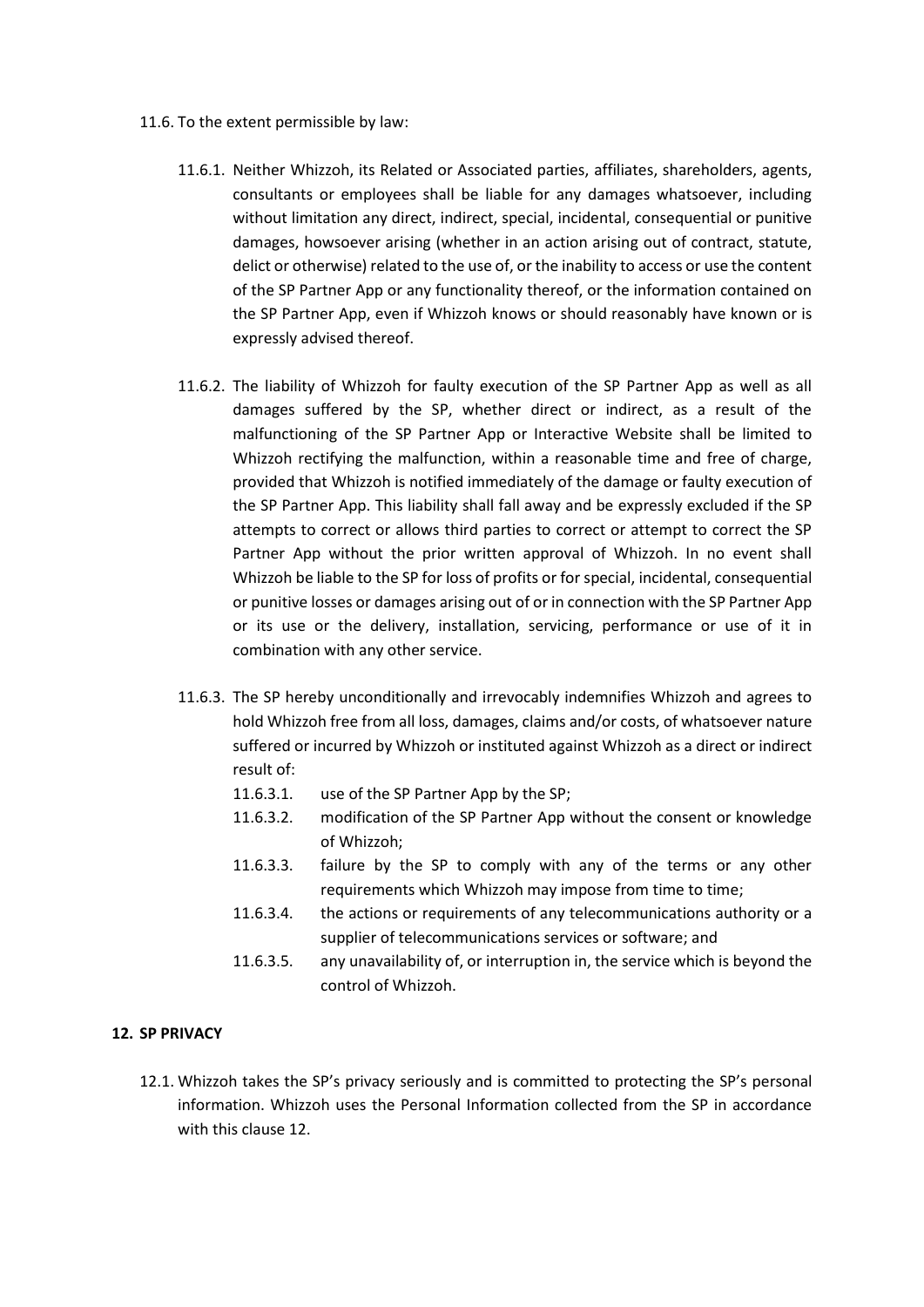11.6. To the extent permissible by law:

11.6.1. Neither Whizzoh, its Related or Associated parties, affiliates, shareholders, agents, consultants or employees shall be liable for any damages whatsoever, including without limitation any direct, indirect, special, incidental, consequential or punitive damages, howsoever arising (whether in an action arising out of contract, statute, delict or otherwise) related to the use of, or the inability to access or use the content of the SP Partner App or any functionality thereof, or the information contained on the SP Partner App, even if Whizzoh knows or should reasonably have known or is expressly advised thereof.

11.6.2. The liability of Whizzoh for faulty execution of the SP Partner App as well as all damages suffered by the SP, whether direct or indirect, as a result of the malfunctioning of the SP Partner App or Interactive Website shall be limited to Whizzoh rectifying the malfunction, within a reasonable time and free of charge, provided that Whizzoh is notified immediately of the damage or faulty execution of the SP Partner App. This liability shall fall away and be expressly excluded if the SP attempts to correct or allows third parties to correct or attempt to correct the SP Partner App without the prior written approval of Whizzoh. In no event shall Whizzoh be liable to the SP for loss of profits or for special, incidental, consequential or punitive losses or damages arising out of or in connection with the SP Partner App or its use or the delivery, installation, servicing, performance or use of it in combination with any other service.

11.6.3. The SP hereby unconditionally and irrevocably indemnifies Whizzoh and agrees to hold Whizzoh free from all loss, damages, claims and/or costs, of whatsoever nature suffered or incurred by Whizzoh or instituted against Whizzoh as a direct or indirect result of:

11.6.3.1. use of the SP Partner App by the SP;

11.6.3.2. modification of the SP Partner App without the consent or knowledge of Whizzoh;

11.6.3.3. failure by the SP to comply with any of the terms or any other requirements which Whizzoh may impose from time to time;

11.6.3.4. the actions or requirements of any telecommunications authority or a supplier of telecommunications services or software; and

11.6.3.5. any unavailability of, or interruption in, the service which is beyond the control of Whizzoh.

## 12. SP PRIVACY

12.1. Whizzoh takes the SP's privacy seriously and is committed to protecting the SP's personal information. Whizzoh uses the Personal Information collected from the SP in accordance with this clause 12.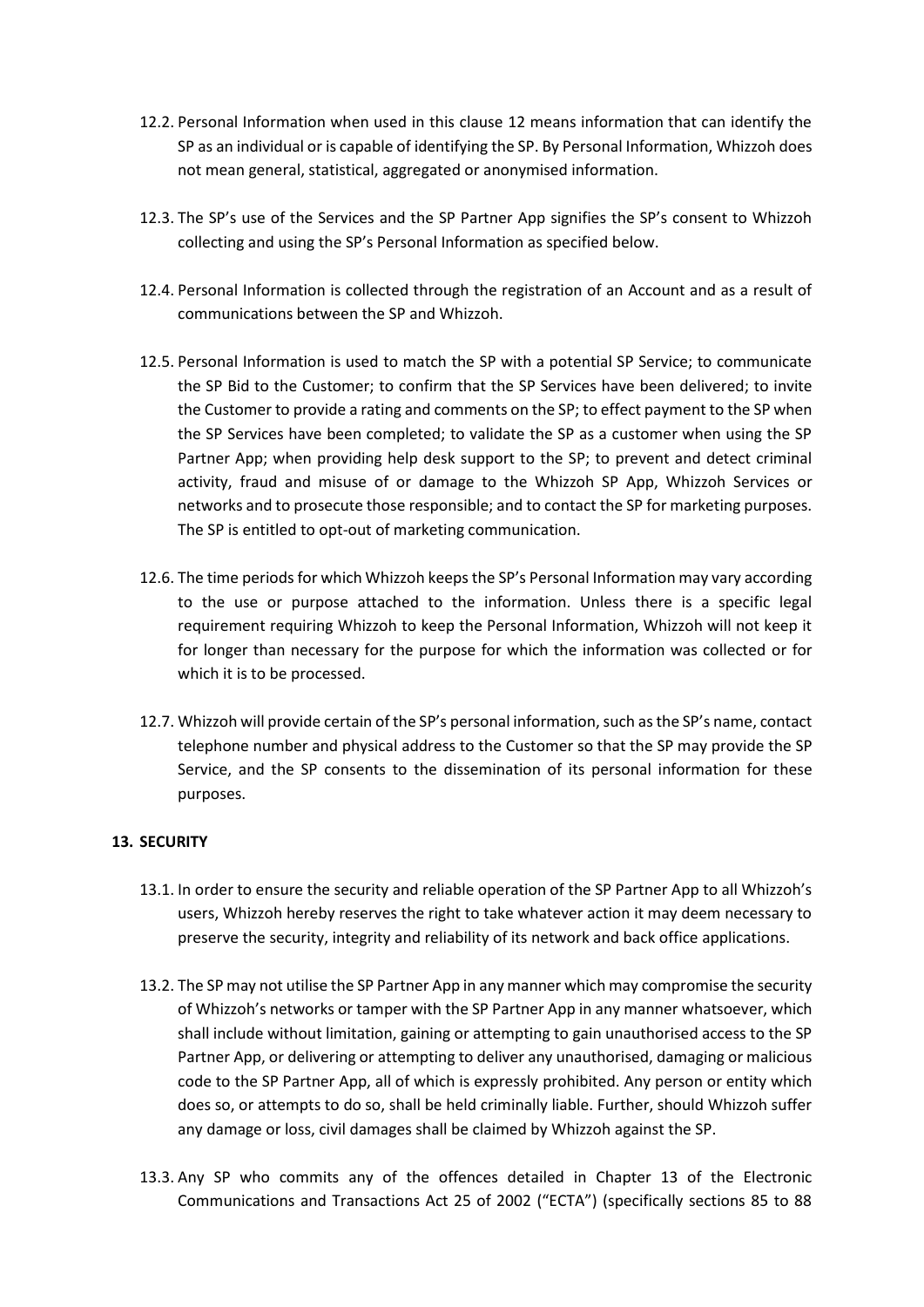12.2. Personal Information when used in this clause 12 means information that can identify the SP as an individual or is capable of identifying the SP. By Personal Information, Whizzoh does not mean general, statistical, aggregated or anonymised information.

12.3. The SP's use of the Services and the SP Partner App signifies the SP's consent to Whizzoh collecting and using the SP's Personal Information as specified below.

12.4. Personal Information is collected through the registration of an Account and as a result of communications between the SP and Whizzoh.

12.5. Personal Information is used to match the SP with a potential SP Service; to communicate the SP Bid to the Customer; to confirm that the SP Services have been delivered; to invite the Customer to provide a rating and comments on the SP; to effect payment to the SP when the SP Services have been completed; to validate the SP as a customer when using the SP Partner App; when providing help desk support to the SP; to prevent and detect criminal activity, fraud and misuse of or damage to the Whizzoh SP App, Whizzoh Services or networks and to prosecute those responsible; and to contact the SP for marketing purposes. The SP is entitled to opt-out of marketing communication.

12.6. The time periods for which Whizzoh keeps the SP's Personal Information may vary according to the use or purpose attached to the information. Unless there is a specific legal requirement requiring Whizzoh to keep the Personal Information, Whizzoh will not keep it for longer than necessary for the purpose for which the information was collected or for which it is to be processed.

12.7. Whizzoh will provide certain of the SP's personal information, such as the SP's name, contact telephone number and physical address to the Customer so that the SP may provide the SP Service, and the SP consents to the dissemination of its personal information for these purposes.

**13. SECURITY**

13.1. In order to ensure the security and reliable operation of the SP Partner App to all Whizzoh's users, Whizzoh hereby reserves the right to take whatever action it may deem necessary to preserve the security, integrity and reliability of its network and back office applications.

13.2. The SP may not utilise the SP Partner App in any manner which may compromise the security of Whizzoh's networks or tamper with the SP Partner App in any manner whatsoever, which shall include without limitation, gaining or attempting to gain unauthorised access to the SP Partner App, or delivering or attempting to deliver any unauthorised, damaging or malicious code to the SP Partner App, all of which is expressly prohibited. Any person or entity which does so, or attempts to do so, shall be held criminally liable. Further, should Whizzoh suffer any damage or loss, civil damages shall be claimed by Whizzoh against the SP.

13.3. Any SP who commits any of the offences detailed in Chapter 13 of the Electronic Communications and Transactions Act 25 of 2002 ("ECTA") (specifically sections 85 to 88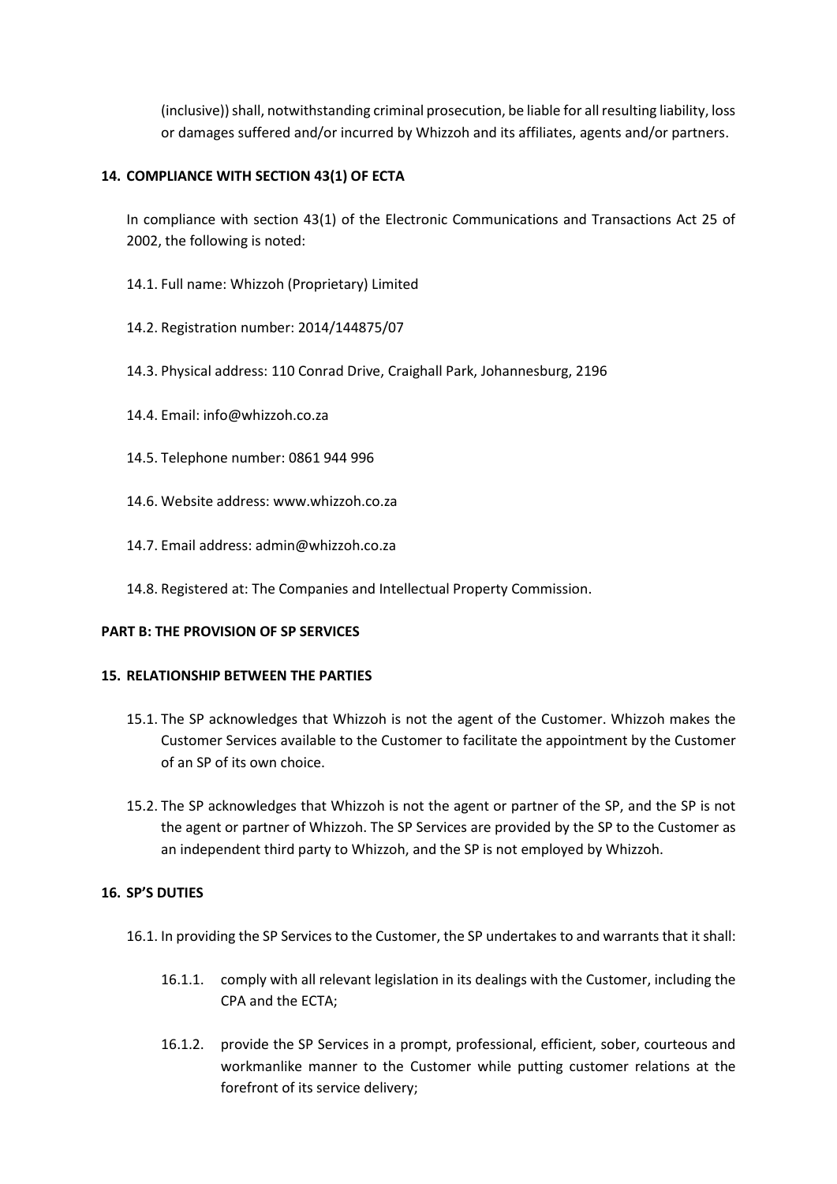(inclusive)) shall, notwithstanding criminal prosecution, be liable for all resulting liability, loss or damages suffered and/or incurred by Whizzoh and its affiliates, agents and/or partners.

## 14. COMPLIANCE WITH SECTION 43(1) OF ECTA

In compliance with section 43(1) of the Electronic Communications and Transactions Act 25 of 2002, the following is noted:

14.1. Full name: Whizzoh (Proprietary) Limited

14.2. Registration number: 2014/144875/07

14.3. Physical address: 110 Conrad Drive, Craighall Park, Johannesburg, 2196

14.4. Email: info@whizzoh.co.za

14.5. Telephone number: 0861 944 996

14.6. Website address: www.whizzoh.co.za

14.7. Email address: admin@whizzoh.co.za

14.8. Registered at: The Companies and Intellectual Property Commission.

# PART B: THE PROVISION OF SP SERVICES

## 15. RELATIONSHIP BETWEEN THE PARTIES

15.1. The SP acknowledges that Whizzoh is not the agent of the Customer. Whizzoh makes the Customer Services available to the Customer to facilitate the appointment by the Customer of an SP of its own choice.

15.2. The SP acknowledges that Whizzoh is not the agent or partner of the SP, and the SP is not the agent or partner of Whizzoh. The SP Services are provided by the SP to the Customer as an independent third party to Whizzoh, and the SP is not employed by Whizzoh.

## 16. SP'S DUTIES

16.1. In providing the SP Services to the Customer, the SP undertakes to and warrants that it shall:

16.1.1. comply with all relevant legislation in its dealings with the Customer, including the CPA and the ECTA;

16.1.2. provide the SP Services in a prompt, professional, efficient, sober, courteous and workmanlike manner to the Customer while putting customer relations at the forefront of its service delivery;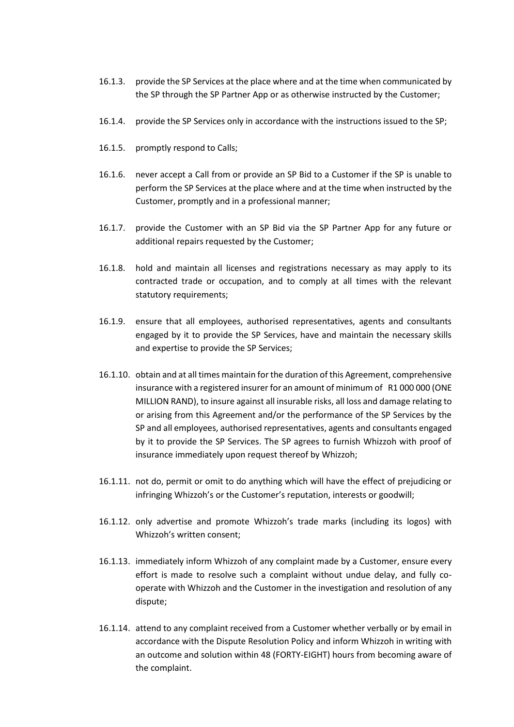16.1.3. provide the SP Services at the place where and at the time when communicated by the SP through the SP Partner App or as otherwise instructed by the Customer;

16.1.4. provide the SP Services only in accordance with the instructions issued to the SP;

16.1.5. promptly respond to Calls;

16.1.6. never accept a Call from or provide an SP Bid to a Customer if the SP is unable to perform the SP Services at the place where and at the time when instructed by the Customer, promptly and in a professional manner;

16.1.7. provide the Customer with an SP Bid via the SP Partner App for any future or additional repairs requested by the Customer;

16.1.8. hold and maintain all licenses and registrations necessary as may apply to its contracted trade or occupation, and to comply at all times with the relevant statutory requirements;

16.1.9. ensure that all employees, authorised representatives, agents and consultants engaged by it to provide the SP Services, have and maintain the necessary skills and expertise to provide the SP Services;

16.1.10. obtain and at all times maintain for the duration of this Agreement, comprehensive insurance with a registered insurer for an amount of minimum of R1 000 000 (ONE MILLION RAND), to insure against all insurable risks, all loss and damage relating to or arising from this Agreement and/or the performance of the SP Services by the SP and all employees, authorised representatives, agents and consultants engaged by it to provide the SP Services. The SP agrees to furnish Whizzoh with proof of insurance immediately upon request thereof by Whizzoh;

16.1.11. not do, permit or omit to do anything which will have the effect of prejudicing or infringing Whizzoh's or the Customer's reputation, interests or goodwill;

16.1.12. only advertise and promote Whizzoh's trade marks (including its logos) with Whizzoh's written consent;

16.1.13. immediately inform Whizzoh of any complaint made by a Customer, ensure every effort is made to resolve such a complaint without undue delay, and fully co-operate with Whizzoh and the Customer in the investigation and resolution of any dispute;

16.1.14. attend to any complaint received from a Customer whether verbally or by email in accordance with the Dispute Resolution Policy and inform Whizzoh in writing with an outcome and solution within 48 (FORTY-EIGHT) hours from becoming aware of the complaint.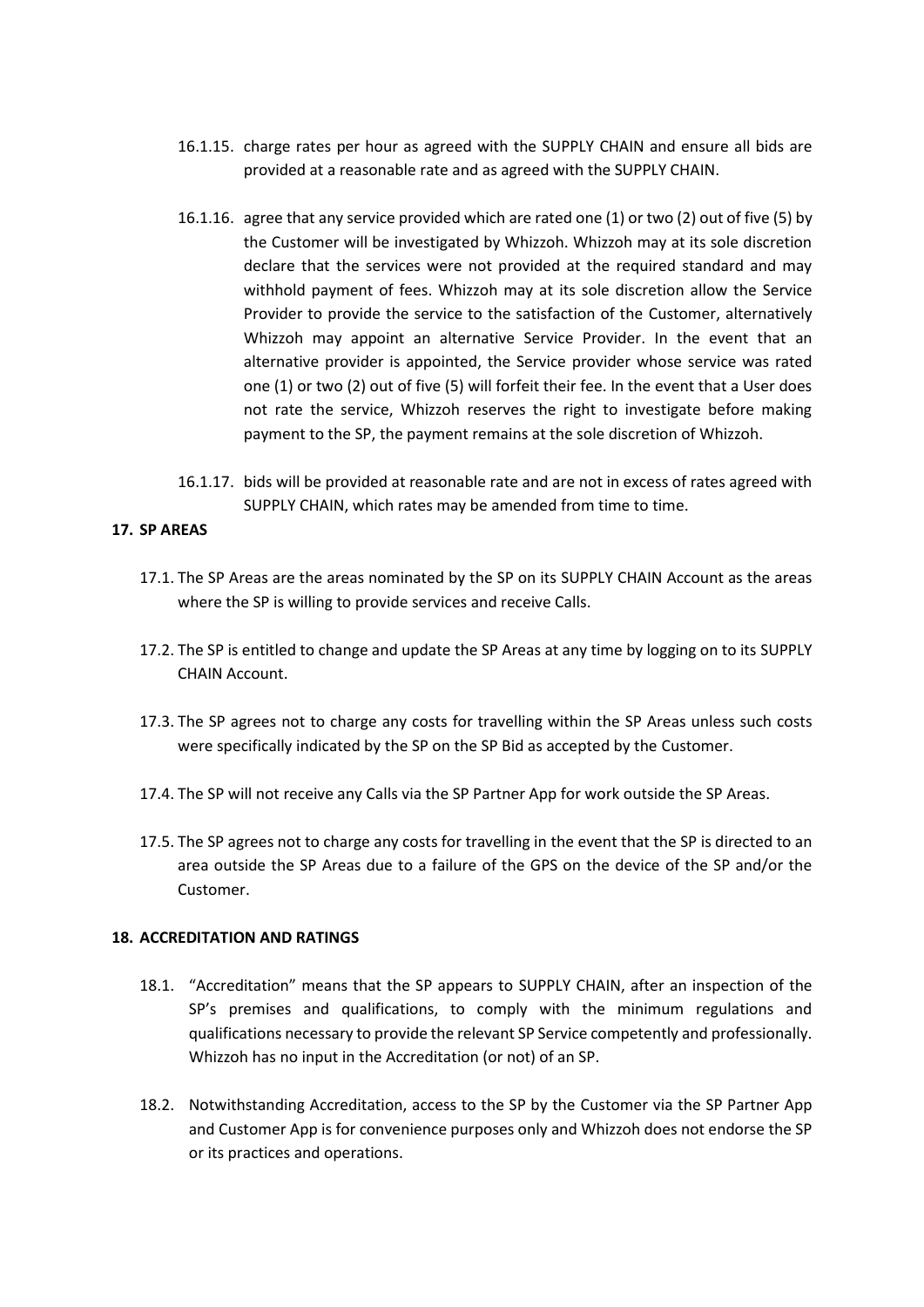16.1.15. charge rates per hour as agreed with the SUPPLY CHAIN and ensure all bids are provided at a reasonable rate and as agreed with the SUPPLY CHAIN.

16.1.16. agree that any service provided which are rated one (1) or two (2) out of five (5) by the Customer will be investigated by Whizzoh. Whizzoh may at its sole discretion declare that the services were not provided at the required standard and may withhold payment of fees. Whizzoh may at its sole discretion allow the Service Provider to provide the service to the satisfaction of the Customer, alternatively Whizzoh may appoint an alternative Service Provider. In the event that an alternative provider is appointed, the Service provider whose service was rated one (1) or two (2) out of five (5) will forfeit their fee. In the event that a User does not rate the service, Whizzoh reserves the right to investigate before making payment to the SP, the payment remains at the sole discretion of Whizzoh.

16.1.17. bids will be provided at reasonable rate and are not in excess of rates agreed with SUPPLY CHAIN, which rates may be amended from time to time.

**17. SP AREAS**

17.1. The SP Areas are the areas nominated by the SP on its SUPPLY CHAIN Account as the areas where the SP is willing to provide services and receive Calls.

17.2. The SP is entitled to change and update the SP Areas at any time by logging on to its SUPPLY CHAIN Account.

17.3. The SP agrees not to charge any costs for travelling within the SP Areas unless such costs were specifically indicated by the SP on the SP Bid as accepted by the Customer.

17.4. The SP will not receive any Calls via the SP Partner App for work outside the SP Areas.

17.5. The SP agrees not to charge any costs for travelling in the event that the SP is directed to an area outside the SP Areas due to a failure of the GPS on the device of the SP and/or the Customer.

**18. ACCREDITATION AND RATINGS**

18.1. "Accreditation" means that the SP appears to SUPPLY CHAIN, after an inspection of the SP's premises and qualifications, to comply with the minimum regulations and qualifications necessary to provide the relevant SP Service competently and professionally. Whizzoh has no input in the Accreditation (or not) of an SP.

18.2. Notwithstanding Accreditation, access to the SP by the Customer via the SP Partner App and Customer App is for convenience purposes only and Whizzoh does not endorse the SP or its practices and operations.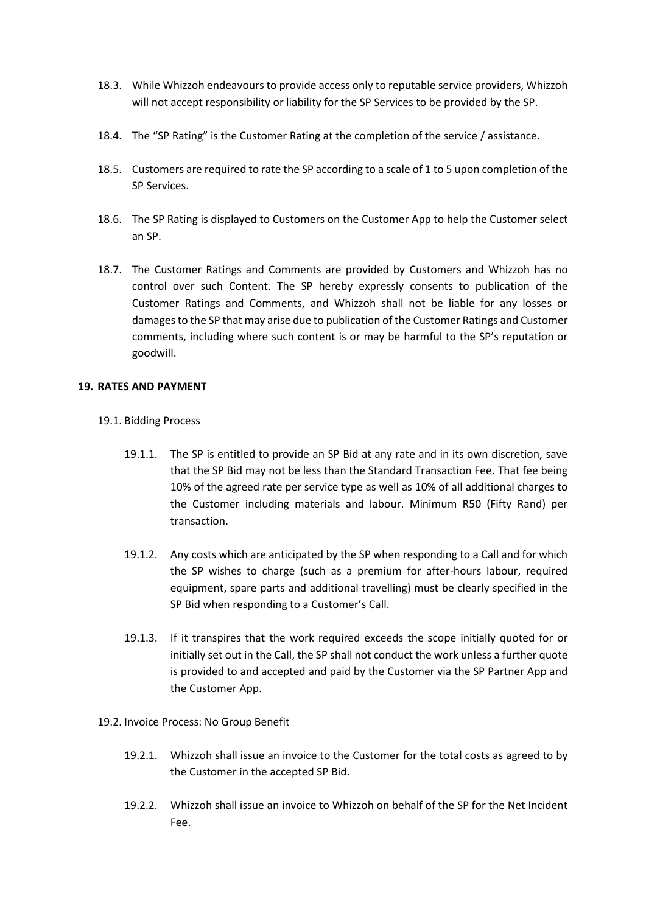18.3. While Whizzoh endeavours to provide access only to reputable service providers, Whizzoh will not accept responsibility or liability for the SP Services to be provided by the SP.

18.4. The "SP Rating" is the Customer Rating at the completion of the service / assistance.

18.5. Customers are required to rate the SP according to a scale of 1 to 5 upon completion of the SP Services.

18.6. The SP Rating is displayed to Customers on the Customer App to help the Customer select an SP.

18.7. The Customer Ratings and Comments are provided by Customers and Whizzoh has no control over such Content. The SP hereby expressly consents to publication of the Customer Ratings and Comments, and Whizzoh shall not be liable for any losses or damages to the SP that may arise due to publication of the Customer Ratings and Customer comments, including where such content is or may be harmful to the SP's reputation or goodwill.

## 19. RATES AND PAYMENT

19.1. Bidding Process

19.1.1. The SP is entitled to provide an SP Bid at any rate and in its own discretion, save that the SP Bid may not be less than the Standard Transaction Fee. That fee being 10% of the agreed rate per service type as well as 10% of all additional charges to the Customer including materials and labour. Minimum R50 (Fifty Rand) per transaction.

19.1.2. Any costs which are anticipated by the SP when responding to a Call and for which the SP wishes to charge (such as a premium for after-hours labour, required equipment, spare parts and additional travelling) must be clearly specified in the SP Bid when responding to a Customer's Call.

19.1.3. If it transpires that the work required exceeds the scope initially quoted for or initially set out in the Call, the SP shall not conduct the work unless a further quote is provided to and accepted and paid by the Customer via the SP Partner App and the Customer App.

19.2. Invoice Process: No Group Benefit

19.2.1. Whizzoh shall issue an invoice to the Customer for the total costs as agreed to by the Customer in the accepted SP Bid.

19.2.2. Whizzoh shall issue an invoice to Whizzoh on behalf of the SP for the Net Incident Fee.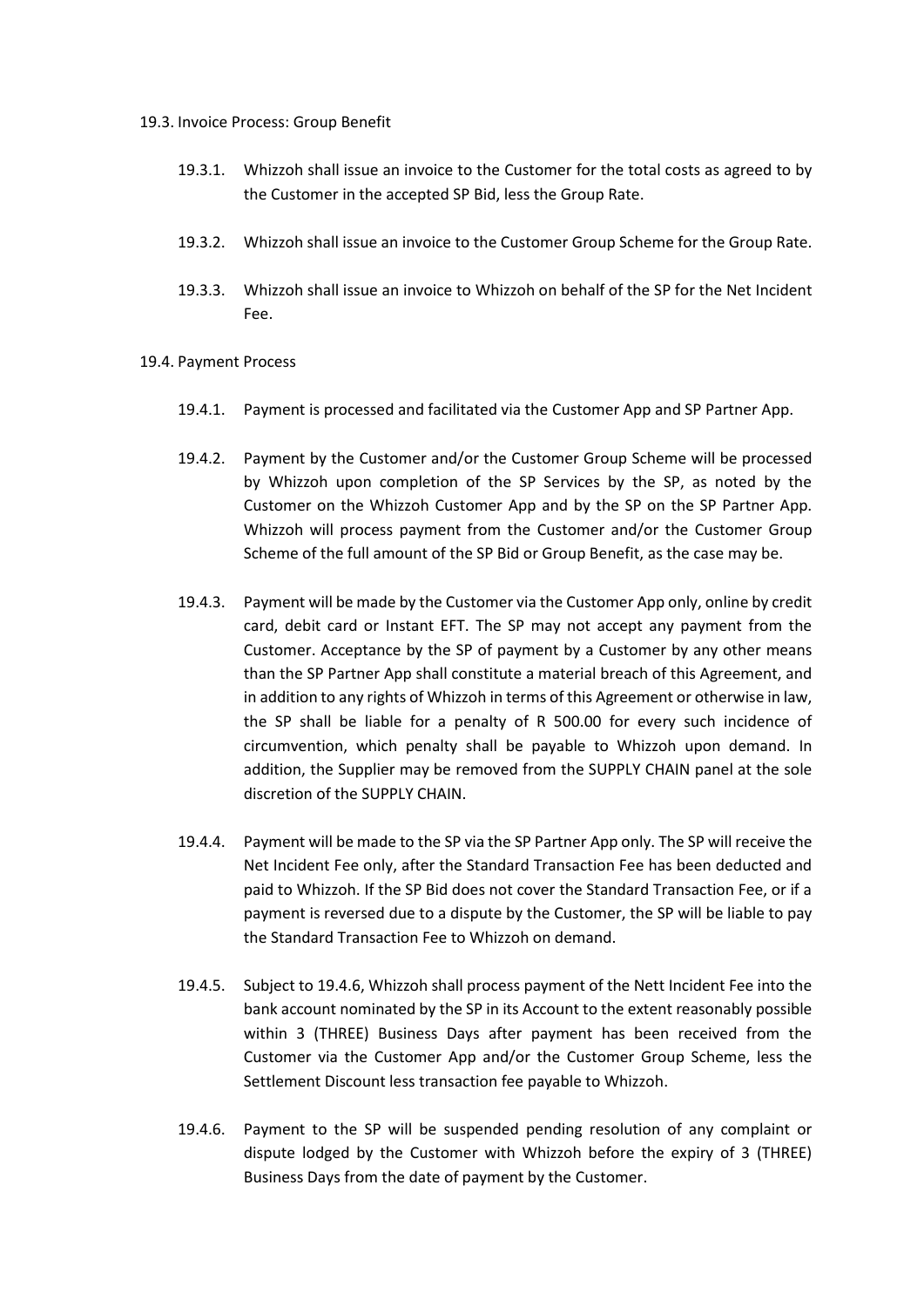19.3. Invoice Process: Group Benefit

19.3.1. Whizzoh shall issue an invoice to the Customer for the total costs as agreed to by the Customer in the accepted SP Bid, less the Group Rate.

19.3.2. Whizzoh shall issue an invoice to the Customer Group Scheme for the Group Rate.

19.3.3. Whizzoh shall issue an invoice to Whizzoh on behalf of the SP for the Net Incident Fee.

19.4. Payment Process

19.4.1. Payment is processed and facilitated via the Customer App and SP Partner App.

19.4.2. Payment by the Customer and/or the Customer Group Scheme will be processed by Whizzoh upon completion of the SP Services by the SP, as noted by the Customer on the Whizzoh Customer App and by the SP on the SP Partner App. Whizzoh will process payment from the Customer and/or the Customer Group Scheme of the full amount of the SP Bid or Group Benefit, as the case may be.

19.4.3. Payment will be made by the Customer via the Customer App only, online by credit card, debit card or Instant EFT. The SP may not accept any payment from the Customer. Acceptance by the SP of payment by a Customer by any other means than the SP Partner App shall constitute a material breach of this Agreement, and in addition to any rights of Whizzoh in terms of this Agreement or otherwise in law, the SP shall be liable for a penalty of R 500.00 for every such incidence of circumvention, which penalty shall be payable to Whizzoh upon demand. In addition, the Supplier may be removed from the SUPPLY CHAIN panel at the sole discretion of the SUPPLY CHAIN.

19.4.4. Payment will be made to the SP via the SP Partner App only. The SP will receive the Net Incident Fee only, after the Standard Transaction Fee has been deducted and paid to Whizzoh. If the SP Bid does not cover the Standard Transaction Fee, or if a payment is reversed due to a dispute by the Customer, the SP will be liable to pay the Standard Transaction Fee to Whizzoh on demand.

19.4.5. Subject to 19.4.6, Whizzoh shall process payment of the Nett Incident Fee into the bank account nominated by the SP in its Account to the extent reasonably possible within 3 (THREE) Business Days after payment has been received from the Customer via the Customer App and/or the Customer Group Scheme, less the Settlement Discount less transaction fee payable to Whizzoh.

19.4.6. Payment to the SP will be suspended pending resolution of any complaint or dispute lodged by the Customer with Whizzoh before the expiry of 3 (THREE) Business Days from the date of payment by the Customer.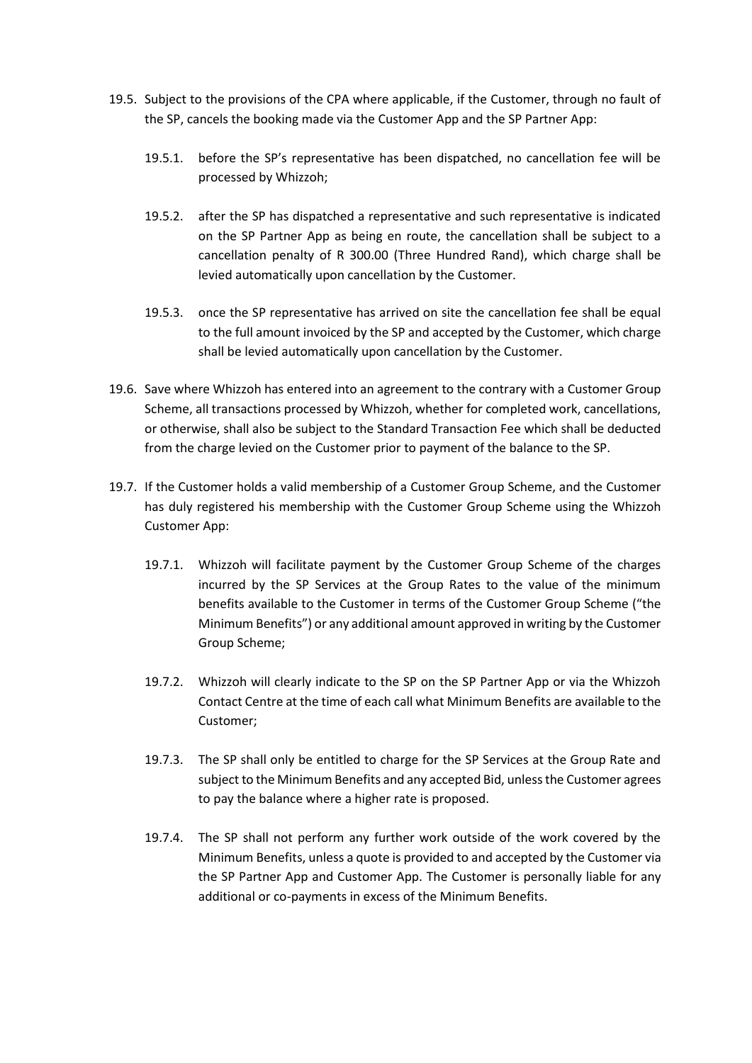19.5. Subject to the provisions of the CPA where applicable, if the Customer, through no fault of the SP, cancels the booking made via the Customer App and the SP Partner App:

   19.5.1. before the SP's representative has been dispatched, no cancellation fee will be processed by Whizzoh;

   19.5.2. after the SP has dispatched a representative and such representative is indicated on the SP Partner App as being en route, the cancellation shall be subject to a cancellation penalty of R 300.00 (Three Hundred Rand), which charge shall be levied automatically upon cancellation by the Customer.

   19.5.3. once the SP representative has arrived on site the cancellation fee shall be equal to the full amount invoiced by the SP and accepted by the Customer, which charge shall be levied automatically upon cancellation by the Customer.

19.6. Save where Whizzoh has entered into an agreement to the contrary with a Customer Group Scheme, all transactions processed by Whizzoh, whether for completed work, cancellations, or otherwise, shall also be subject to the Standard Transaction Fee which shall be deducted from the charge levied on the Customer prior to payment of the balance to the SP.

19.7. If the Customer holds a valid membership of a Customer Group Scheme, and the Customer has duly registered his membership with the Customer Group Scheme using the Whizzoh Customer App:

   19.7.1. Whizzoh will facilitate payment by the Customer Group Scheme of the charges incurred by the SP Services at the Group Rates to the value of the minimum benefits available to the Customer in terms of the Customer Group Scheme ("the Minimum Benefits") or any additional amount approved in writing by the Customer Group Scheme;

   19.7.2. Whizzoh will clearly indicate to the SP on the SP Partner App or via the Whizzoh Contact Centre at the time of each call what Minimum Benefits are available to the Customer;

   19.7.3. The SP shall only be entitled to charge for the SP Services at the Group Rate and subject to the Minimum Benefits and any accepted Bid, unless the Customer agrees to pay the balance where a higher rate is proposed.

   19.7.4. The SP shall not perform any further work outside of the work covered by the Minimum Benefits, unless a quote is provided to and accepted by the Customer via the SP Partner App and Customer App. The Customer is personally liable for any additional or co-payments in excess of the Minimum Benefits.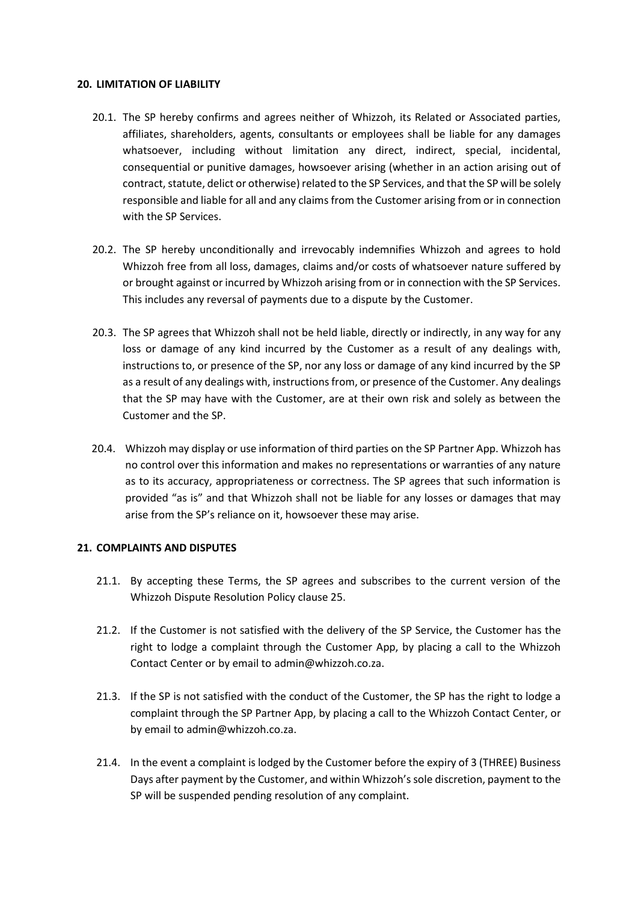## 20. LIMITATION OF LIABILITY

20.1. The SP hereby confirms and agrees neither of Whizzoh, its Related or Associated parties, affiliates, shareholders, agents, consultants or employees shall be liable for any damages whatsoever, including without limitation any direct, indirect, special, incidental, consequential or punitive damages, howsoever arising (whether in an action arising out of contract, statute, delict or otherwise) related to the SP Services, and that the SP will be solely responsible and liable for all and any claims from the Customer arising from or in connection with the SP Services.

20.2. The SP hereby unconditionally and irrevocably indemnifies Whizzoh and agrees to hold Whizzoh free from all loss, damages, claims and/or costs of whatsoever nature suffered by or brought against or incurred by Whizzoh arising from or in connection with the SP Services. This includes any reversal of payments due to a dispute by the Customer.

20.3. The SP agrees that Whizzoh shall not be held liable, directly or indirectly, in any way for any loss or damage of any kind incurred by the Customer as a result of any dealings with, instructions to, or presence of the SP, nor any loss or damage of any kind incurred by the SP as a result of any dealings with, instructions from, or presence of the Customer. Any dealings that the SP may have with the Customer, are at their own risk and solely as between the Customer and the SP.

20.4. Whizzoh may display or use information of third parties on the SP Partner App. Whizzoh has no control over this information and makes no representations or warranties of any nature as to its accuracy, appropriateness or correctness. The SP agrees that such information is provided "as is" and that Whizzoh shall not be liable for any losses or damages that may arise from the SP's reliance on it, howsoever these may arise.

## 21. COMPLAINTS AND DISPUTES

21.1. By accepting these Terms, the SP agrees and subscribes to the current version of the Whizzoh Dispute Resolution Policy clause 25.

21.2. If the Customer is not satisfied with the delivery of the SP Service, the Customer has the right to lodge a complaint through the Customer App, by placing a call to the Whizzoh Contact Center or by email to admin@whizzoh.co.za.

21.3. If the SP is not satisfied with the conduct of the Customer, the SP has the right to lodge a complaint through the SP Partner App, by placing a call to the Whizzoh Contact Center, or by email to admin@whizzoh.co.za.

21.4. In the event a complaint is lodged by the Customer before the expiry of 3 (THREE) Business Days after payment by the Customer, and within Whizzoh's sole discretion, payment to the SP will be suspended pending resolution of any complaint.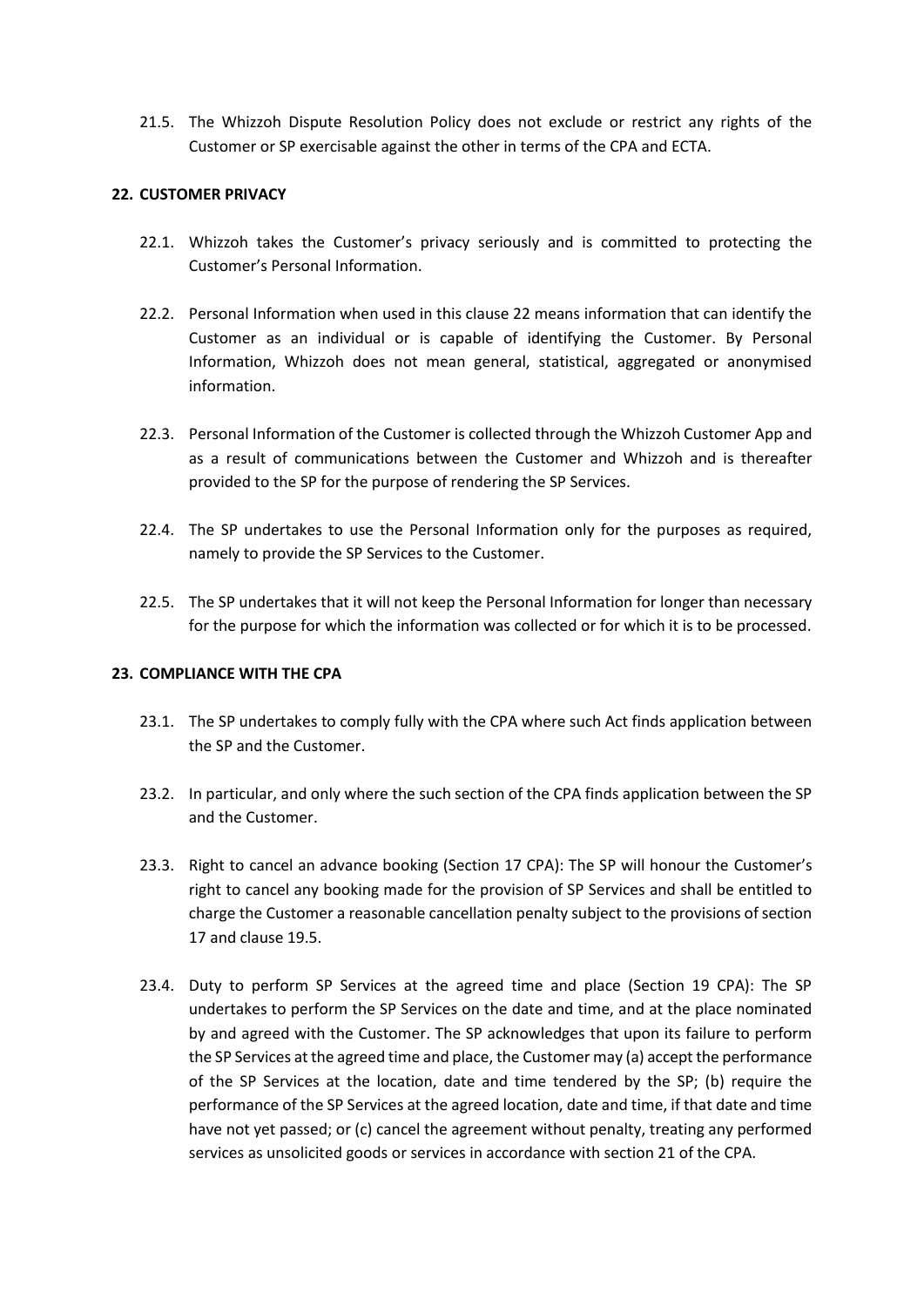21.5. The Whizzoh Dispute Resolution Policy does not exclude or restrict any rights of the Customer or SP exercisable against the other in terms of the CPA and ECTA.

## 22. CUSTOMER PRIVACY

22.1. Whizzoh takes the Customer's privacy seriously and is committed to protecting the Customer's Personal Information.

22.2. Personal Information when used in this clause 22 means information that can identify the Customer as an individual or is capable of identifying the Customer. By Personal Information, Whizzoh does not mean general, statistical, aggregated or anonymised information.

22.3. Personal Information of the Customer is collected through the Whizzoh Customer App and as a result of communications between the Customer and Whizzoh and is thereafter provided to the SP for the purpose of rendering the SP Services.

22.4. The SP undertakes to use the Personal Information only for the purposes as required, namely to provide the SP Services to the Customer.

22.5. The SP undertakes that it will not keep the Personal Information for longer than necessary for the purpose for which the information was collected or for which it is to be processed.

## 23. COMPLIANCE WITH THE CPA

23.1. The SP undertakes to comply fully with the CPA where such Act finds application between the SP and the Customer.

23.2. In particular, and only where the such section of the CPA finds application between the SP and the Customer.

23.3. Right to cancel an advance booking (Section 17 CPA): The SP will honour the Customer's right to cancel any booking made for the provision of SP Services and shall be entitled to charge the Customer a reasonable cancellation penalty subject to the provisions of section 17 and clause 19.5.

23.4. Duty to perform SP Services at the agreed time and place (Section 19 CPA): The SP undertakes to perform the SP Services on the date and time, and at the place nominated by and agreed with the Customer. The SP acknowledges that upon its failure to perform the SP Services at the agreed time and place, the Customer may (a) accept the performance of the SP Services at the location, date and time tendered by the SP; (b) require the performance of the SP Services at the agreed location, date and time, if that date and time have not yet passed; or (c) cancel the agreement without penalty, treating any performed services as unsolicited goods or services in accordance with section 21 of the CPA.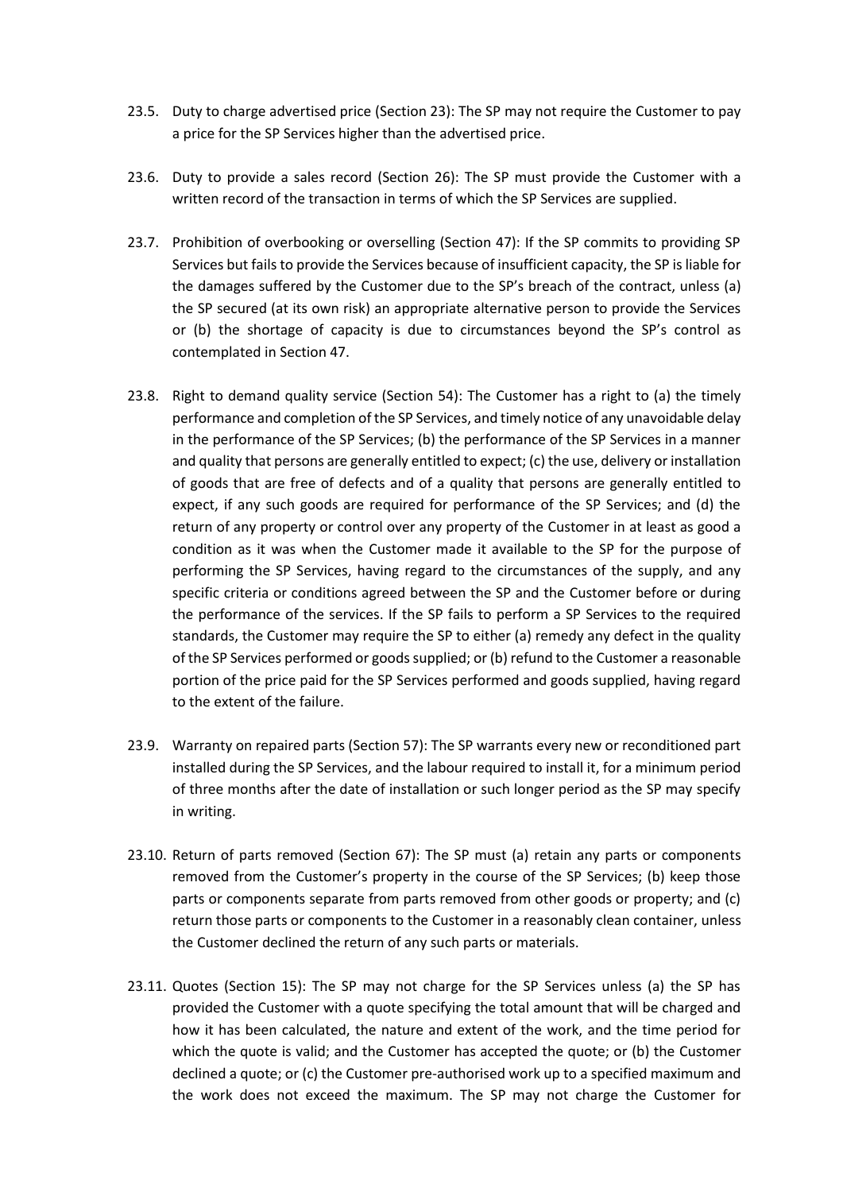23.5. Duty to charge advertised price (Section 23): The SP may not require the Customer to pay a price for the SP Services higher than the advertised price.

23.6. Duty to provide a sales record (Section 26): The SP must provide the Customer with a written record of the transaction in terms of which the SP Services are supplied.

23.7. Prohibition of overbooking or overselling (Section 47): If the SP commits to providing SP Services but fails to provide the Services because of insufficient capacity, the SP is liable for the damages suffered by the Customer due to the SP's breach of the contract, unless (a) the SP secured (at its own risk) an appropriate alternative person to provide the Services or (b) the shortage of capacity is due to circumstances beyond the SP's control as contemplated in Section 47.

23.8. Right to demand quality service (Section 54): The Customer has a right to (a) the timely performance and completion of the SP Services, and timely notice of any unavoidable delay in the performance of the SP Services; (b) the performance of the SP Services in a manner and quality that persons are generally entitled to expect; (c) the use, delivery or installation of goods that are free of defects and of a quality that persons are generally entitled to expect, if any such goods are required for performance of the SP Services; and (d) the return of any property or control over any property of the Customer in at least as good a condition as it was when the Customer made it available to the SP for the purpose of performing the SP Services, having regard to the circumstances of the supply, and any specific criteria or conditions agreed between the SP and the Customer before or during the performance of the services. If the SP fails to perform a SP Services to the required standards, the Customer may require the SP to either (a) remedy any defect in the quality of the SP Services performed or goods supplied; or (b) refund to the Customer a reasonable portion of the price paid for the SP Services performed and goods supplied, having regard to the extent of the failure.

23.9. Warranty on repaired parts (Section 57): The SP warrants every new or reconditioned part installed during the SP Services, and the labour required to install it, for a minimum period of three months after the date of installation or such longer period as the SP may specify in writing.

23.10. Return of parts removed (Section 67): The SP must (a) retain any parts or components removed from the Customer's property in the course of the SP Services; (b) keep those parts or components separate from parts removed from other goods or property; and (c) return those parts or components to the Customer in a reasonably clean container, unless the Customer declined the return of any such parts or materials.

23.11. Quotes (Section 15): The SP may not charge for the SP Services unless (a) the SP has provided the Customer with a quote specifying the total amount that will be charged and how it has been calculated, the nature and extent of the work, and the time period for which the quote is valid; and the Customer has accepted the quote; or (b) the Customer declined a quote; or (c) the Customer pre-authorised work up to a specified maximum and the work does not exceed the maximum. The SP may not charge the Customer for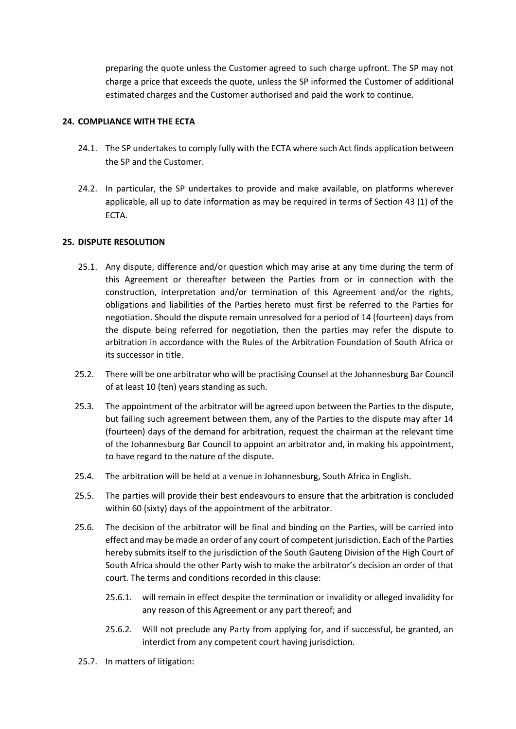preparing the quote unless the Customer agreed to such charge upfront. The SP may not charge a price that exceeds the quote, unless the SP informed the Customer of additional estimated charges and the Customer authorised and paid the work to continue.

## 24. COMPLIANCE WITH THE ECTA

24.1. The SP undertakes to comply fully with the ECTA where such Act finds application between the SP and the Customer.

24.2. In particular, the SP undertakes to provide and make available, on platforms wherever applicable, all up to date information as may be required in terms of Section 43 (1) of the ECTA.

## 25. DISPUTE RESOLUTION

25.1. Any dispute, difference and/or question which may arise at any time during the term of this Agreement or thereafter between the Parties from or in connection with the construction, interpretation and/or termination of this Agreement and/or the rights, obligations and liabilities of the Parties hereto must first be referred to the Parties for negotiation. Should the dispute remain unresolved for a period of 14 (fourteen) days from the dispute being referred for negotiation, then the parties may refer the dispute to arbitration in accordance with the Rules of the Arbitration Foundation of South Africa or its successor in title.

25.2. There will be one arbitrator who will be practising Counsel at the Johannesburg Bar Council of at least 10 (ten) years standing as such.

25.3. The appointment of the arbitrator will be agreed upon between the Parties to the dispute, but failing such agreement between them, any of the Parties to the dispute may after 14 (fourteen) days of the demand for arbitration, request the chairman at the relevant time of the Johannesburg Bar Council to appoint an arbitrator and, in making his appointment, to have regard to the nature of the dispute.

25.4. The arbitration will be held at a venue in Johannesburg, South Africa in English.

25.5. The parties will provide their best endeavours to ensure that the arbitration is concluded within 60 (sixty) days of the appointment of the arbitrator.

25.6. The decision of the arbitrator will be final and binding on the Parties, will be carried into effect and may be made an order of any court of competent jurisdiction. Each of the Parties hereby submits itself to the jurisdiction of the South Gauteng Division of the High Court of South Africa should the other Party wish to make the arbitrator's decision an order of that court. The terms and conditions recorded in this clause:

25.6.1. will remain in effect despite the termination or invalidity or alleged invalidity for any reason of this Agreement or any part thereof; and

25.6.2. Will not preclude any Party from applying for, and if successful, be granted, an interdict from any competent court having jurisdiction.

25.7. In matters of litigation: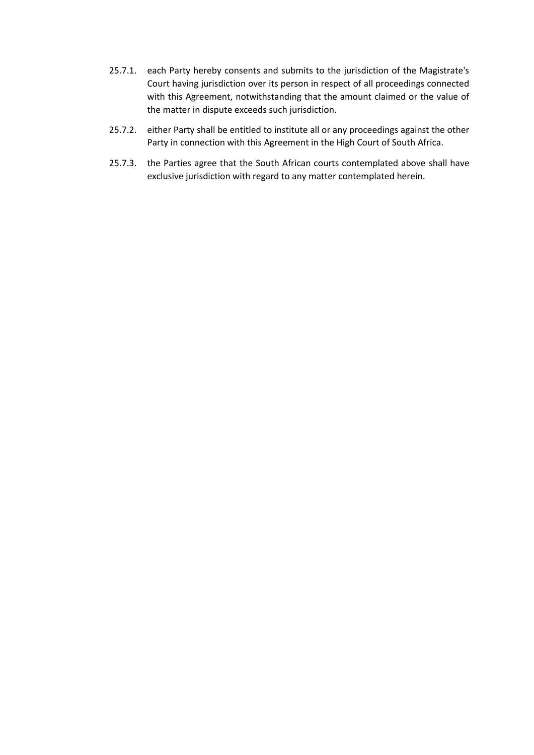25.7.1. each Party hereby consents and submits to the jurisdiction of the Magistrate's Court having jurisdiction over its person in respect of all proceedings connected with this Agreement, notwithstanding that the amount claimed or the value of the matter in dispute exceeds such jurisdiction.

25.7.2. either Party shall be entitled to institute all or any proceedings against the other Party in connection with this Agreement in the High Court of South Africa.

25.7.3. the Parties agree that the South African courts contemplated above shall have exclusive jurisdiction with regard to any matter contemplated herein.